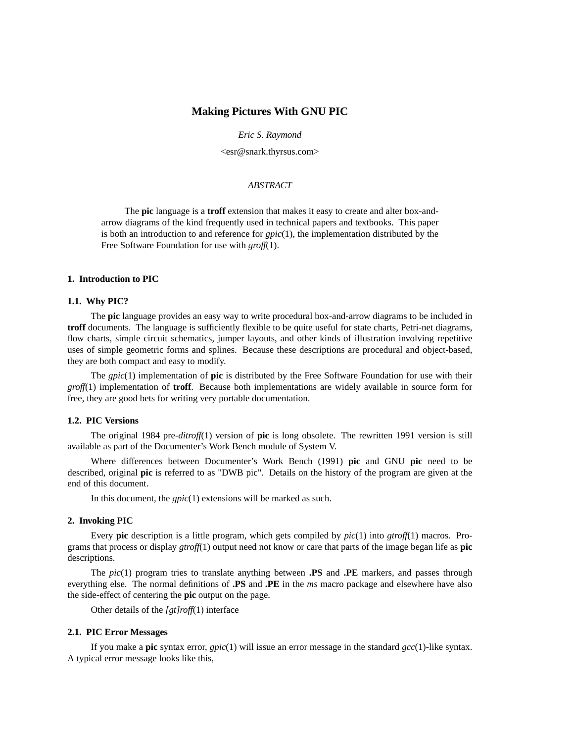# Making Pictures With GNU PIC

*Eric S. Raymond*

<esr@snark.thyrsus.com>

*ABSTRACT*

The **pic** language is a **troff** extension that makes it easy to create and alter box-and-arrow diagrams of the kind frequently used in technical papers and textbooks. This paper is both an introduction to and reference for *gpic*(1), the implementation distributed by the Free Software Foundation for use with *groff*(1).

## 1. Introduction to PIC

### 1.1. Why PIC?

The **pic** language provides an easy way to write procedural box-and-arrow diagrams to be included in **troff** documents. The language is sufficiently flexible to be quite useful for state charts, Petri-net diagrams, flow charts, simple circuit schematics, jumper layouts, and other kinds of illustration involving repetitive uses of simple geometric forms and splines. Because these descriptions are procedural and object-based, they are both compact and easy to modify.

The *gpic*(1) implementation of **pic** is distributed by the Free Software Foundation for use with their *groff*(1) implementation of **troff**. Because both implementations are widely available in source form for free, they are good bets for writing very portable documentation.

### 1.2. PIC Versions

The original 1984 pre-*ditroff*(1) version of **pic** is long obsolete. The rewritten 1991 version is still available as part of the Documenter's Work Bench module of System V.

Where differences between Documenter's Work Bench (1991) **pic** and GNU **pic** need to be described, original **pic** is referred to as "DWB pic". Details on the history of the program are given at the end of this document.

In this document, the *gpic*(1) extensions will be marked as such.

## 2. Invoking PIC

Every **pic** description is a little program, which gets compiled by *pic*(1) into *gtroff*(1) macros. Programs that process or display *gtroff*(1) output need not know or care that parts of the image began life as **pic** descriptions.

The *pic*(1) program tries to translate anything between **.PS** and **.PE** markers, and passes through everything else. The normal definitions of **.PS** and **.PE** in the *ms* macro package and elsewhere have also the side-effect of centering the **pic** output on the page.

Other details of the *[gt]roff*(1) interface

### 2.1. PIC Error Messages

If you make a **pic** syntax error, *gpic*(1) will issue an error message in the standard *gcc*(1)-like syntax. A typical error message looks like this,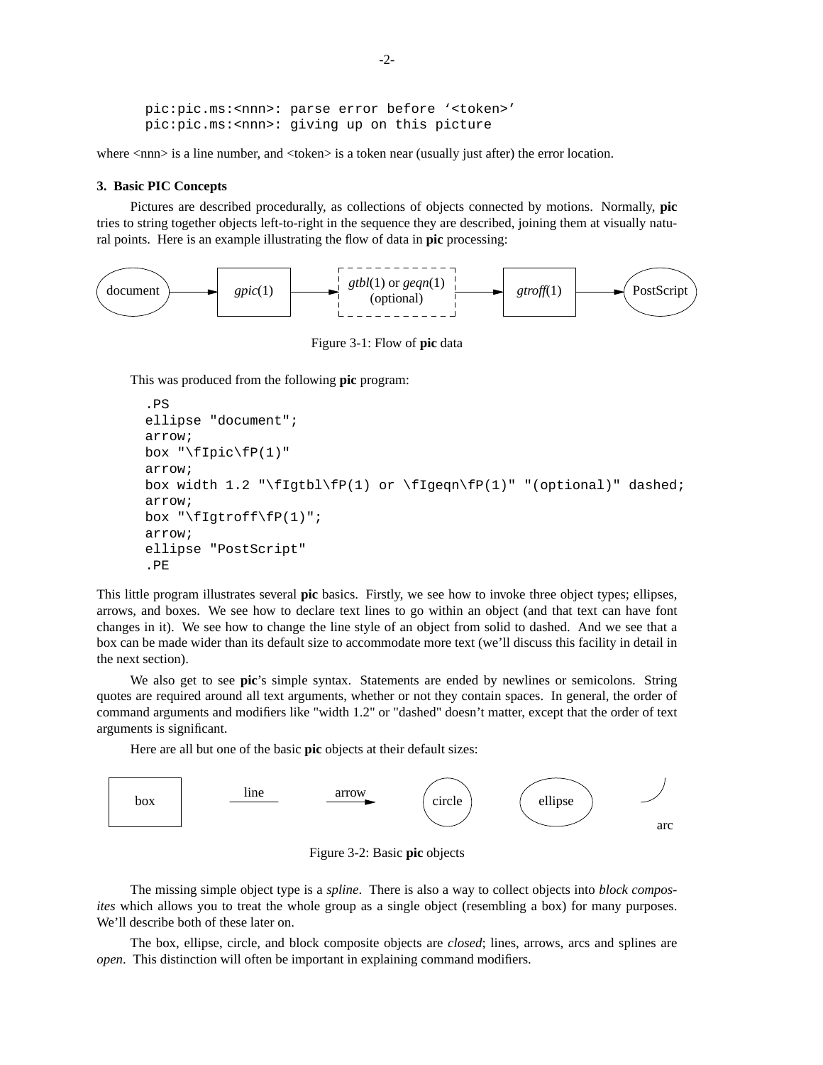```
pic:pic.ms:<nnn>: parse error before '<token>'
pic:pic.ms:<nnn>: giving up on this picture
```

where <nnn> is a line number, and <token> is a token near (usually just after) the error location.

### 3. Basic PIC Concepts

Pictures are described procedurally, as collections of objects connected by motions. Normally, **pic** tries to string together objects left-to-right in the sequence they are described, joining them at visually natural points. Here is an example illustrating the flow of data in **pic** processing:

Figure 3-1: Flow of **pic** data

This was produced from the following **pic** program:

```
.PS
ellipse "document";
arrow;
box "\fIpic\fP(1)"
arrow;
box width 1.2 "\fIgtbl\fP(1) or \fIgeqn\fP(1)" "(optional)" dashed;
arrow;
box "\fIgtroff\fP(1)";
arrow;
ellipse "PostScript"
.PE
```

This little program illustrates several **pic** basics. Firstly, we see how to invoke three object types; ellipses, arrows, and boxes. We see how to declare text lines to go within an object (and that text can have font changes in it). We see how to change the line style of an object from solid to dashed. And we see that a box can be made wider than its default size to accommodate more text (we'll discuss this facility in detail in the next section).

We also get to see **pic**'s simple syntax. Statements are ended by newlines or semicolons. String quotes are required around all text arguments, whether or not they contain spaces. In general, the order of command arguments and modifiers like "width 1.2" or "dashed" doesn't matter, except that the order of text arguments is significant.

Here are all but one of the basic **pic** objects at their default sizes:

Figure 3-2: Basic **pic** objects

The missing simple object type is a *spline*. There is also a way to collect objects into *block composites* which allows you to treat the whole group as a single object (resembling a box) for many purposes. We'll describe both of these later on.

The box, ellipse, circle, and block composite objects are *closed*; lines, arrows, arcs and splines are *open*. This distinction will often be important in explaining command modifiers.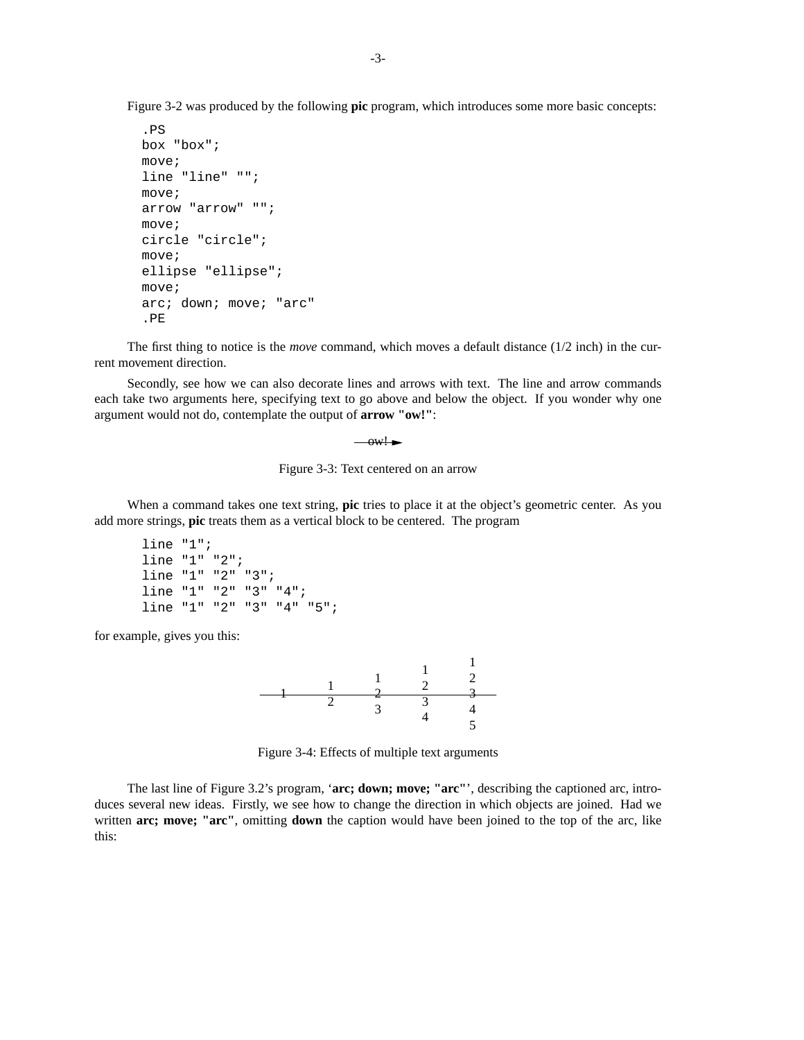Figure 3-2 was produced by the following **pic** program, which introduces some more basic concepts:

```
.PS
box "box";
move;
line "line" "";
move;
arrow "arrow" "";
move;
circle "circle";
move;
ellipse "ellipse";
move;
arc; down; move; "arc"
.PE
```

The first thing to notice is the *move* command, which moves a default distance (1/2 inch) in the current movement direction.

Secondly, see how we can also decorate lines and arrows with text. The line and arrow commands each take two arguments here, specifying text to go above and below the object. If you wonder why one argument would not do, contemplate the output of **arrow "ow!"**:

Figure 3-3: Text centered on an arrow

When a command takes one text string, **pic** tries to place it at the object's geometric center. As you add more strings, **pic** treats them as a vertical block to be centered. The program

```
line "1";
line "1" "2";
line "1" "2" "3";
line "1" "2" "3" "4";
line "1" "2" "3" "4" "5";
```

for example, gives you this:

Figure 3-4: Effects of multiple text arguments

The last line of Figure 3.2's program, '**arc; down; move; "arc"**', describing the captioned arc, introduces several new ideas. Firstly, we see how to change the direction in which objects are joined. Had we written **arc; move; "arc"**, omitting **down** the caption would have been joined to the top of the arc, like this: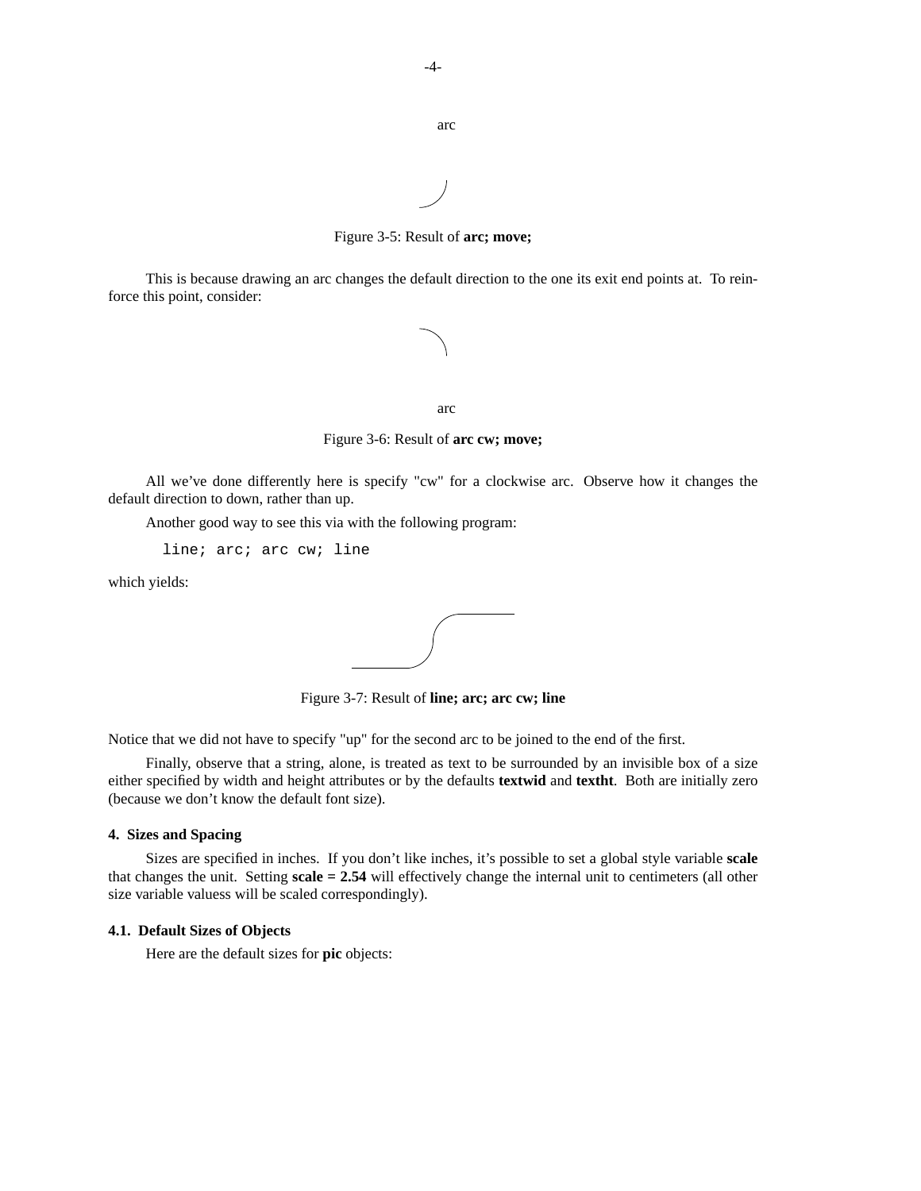arc

Figure 3-5: Result of **arc; move;**

This is because drawing an arc changes the default direction to the one its exit end points at. To reinforce this point, consider:

arc

Figure 3-6: Result of **arc cw; move;**

All we've done differently here is specify "cw" for a clockwise arc. Observe how it changes the default direction to down, rather than up.

Another good way to see this via with the following program:

```
line; arc; arc cw; line
```

which yields:

Figure 3-7: Result of **line; arc; arc cw; line**

Notice that we did not have to specify "up" for the second arc to be joined to the end of the first.

Finally, observe that a string, alone, is treated as text to be surrounded by an invisible box of a size either specified by width and height attributes or by the defaults **textwid** and **textht**. Both are initially zero (because we don't know the default font size).

## 4. Sizes and Spacing

Sizes are specified in inches. If you don't like inches, it's possible to set a global style variable **scale** that changes the unit. Setting **scale = 2.54** will effectively change the internal unit to centimeters (all other size variable valuess will be scaled correspondingly).

### 4.1. Default Sizes of Objects

Here are the default sizes for **pic** objects: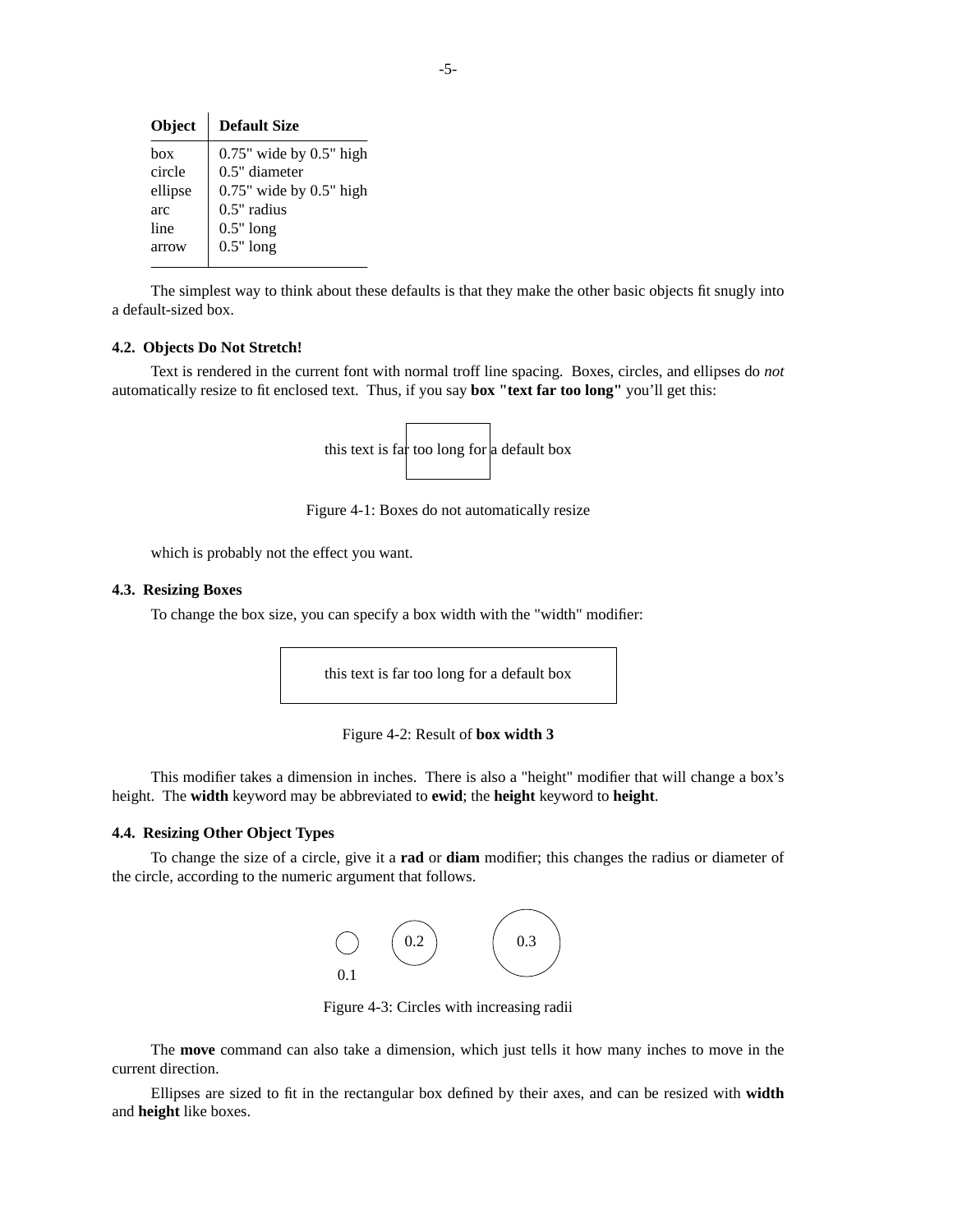| Object | Default Size |
|---|---|
| box | 0.75" wide by 0.5" high |
| circle | 0.5" diameter |
| ellipse | 0.75" wide by 0.5" high |
| arc | 0.5" radius |
| line | 0.5" long |
| arrow | 0.5" long |

The simplest way to think about these defaults is that they make the other basic objects fit snugly into a default-sized box.

### 4.2. Objects Do Not Stretch!

Text is rendered in the current font with normal troff line spacing. Boxes, circles, and ellipses do *not* automatically resize to fit enclosed text. Thus, if you say **box "text far too long"** you'll get this:

this text is far too long for a default box

Figure 4-1: Boxes do not automatically resize

which is probably not the effect you want.

### 4.3. Resizing Boxes

To change the box size, you can specify a box width with the "width" modifier:

this text is far too long for a default box

Figure 4-2: Result of **box width 3**

This modifier takes a dimension in inches. There is also a "height" modifier that will change a box's height. The **width** keyword may be abbreviated to **ewid**; the **height** keyword to **height**.

### 4.4. Resizing Other Object Types

To change the size of a circle, give it a **rad** or **diam** modifier; this changes the radius or diameter of the circle, according to the numeric argument that follows.

0.1 0.2 0.3

Figure 4-3: Circles with increasing radii

The **move** command can also take a dimension, which just tells it how many inches to move in the current direction.

Ellipses are sized to fit in the rectangular box defined by their axes, and can be resized with **width** and **height** like boxes.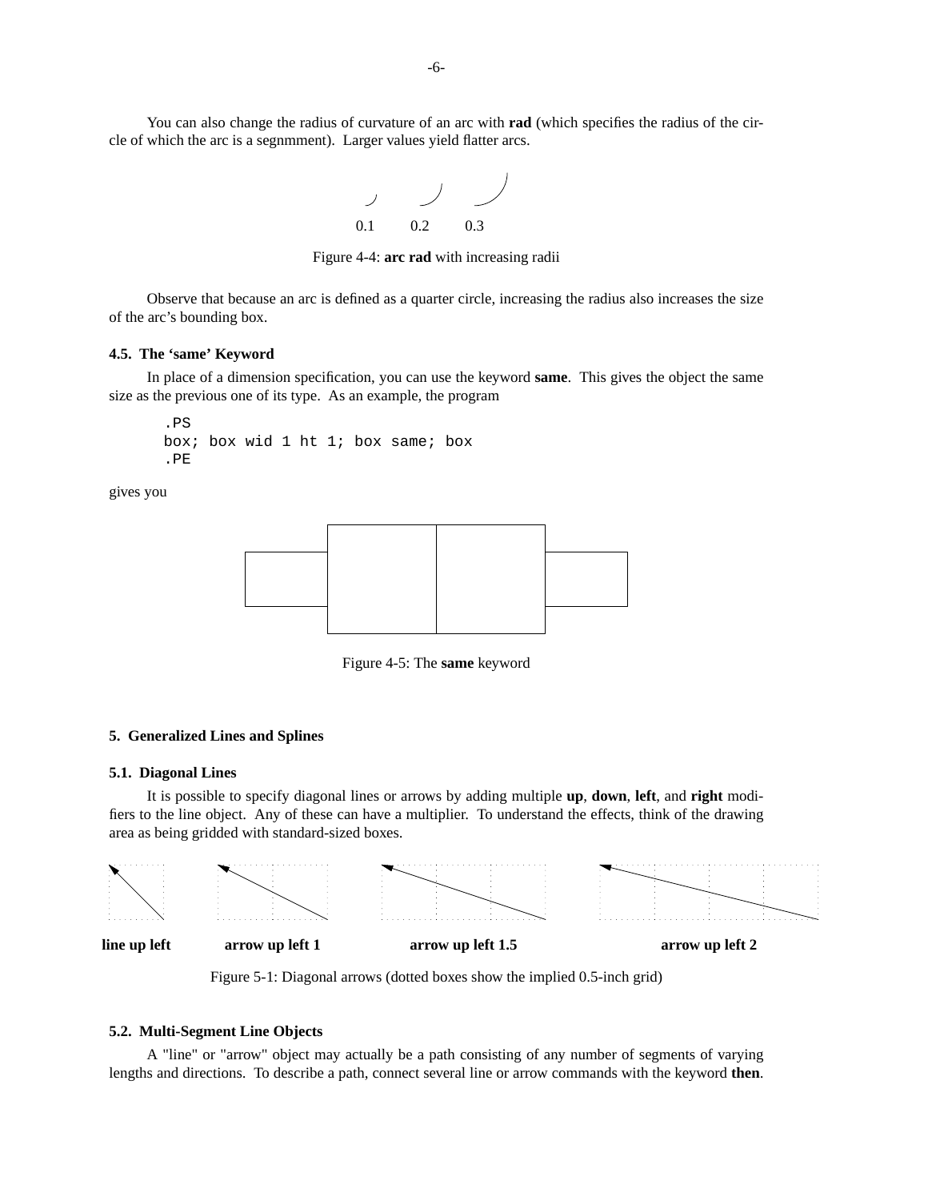You can also change the radius of curvature of an arc with **rad** (which specifies the radius of the circle of which the arc is a segnmment). Larger values yield flatter arcs.

0.1 0.2 0.3

Figure 4-4: **arc rad** with increasing radii

Observe that because an arc is defined as a quarter circle, increasing the radius also increases the size of the arc's bounding box.

### 4.5. The 'same' Keyword

In place of a dimension specification, you can use the keyword **same**. This gives the object the same size as the previous one of its type. As an example, the program

```
.PS
box; box wid 1 ht 1; box same; box
.PE
```

gives you

Figure 4-5: The **same** keyword

## 5. Generalized Lines and Splines

### 5.1. Diagonal Lines

It is possible to specify diagonal lines or arrows by adding multiple **up**, **down**, **left**, and **right** modifiers to the line object. Any of these can have a multiplier. To understand the effects, think of the drawing area as being gridded with standard-sized boxes.

**line up left** **arrow up left 1** **arrow up left 1.5** **arrow up left 2**

Figure 5-1: Diagonal arrows (dotted boxes show the implied 0.5-inch grid)

### 5.2. Multi-Segment Line Objects

A "line" or "arrow" object may actually be a path consisting of any number of segments of varying lengths and directions. To describe a path, connect several line or arrow commands with the keyword **then**.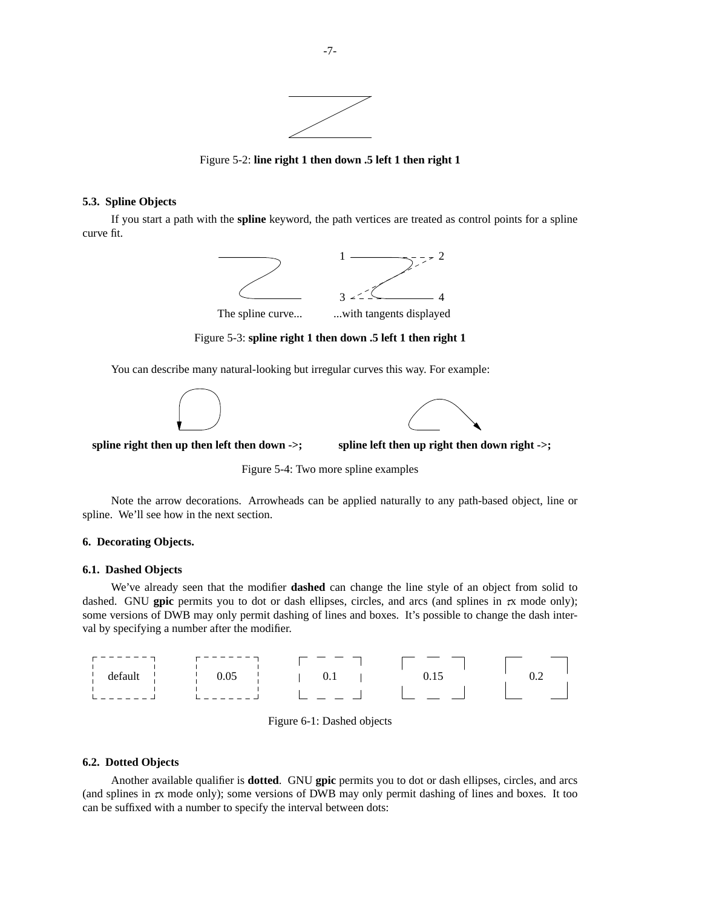Figure 5-2: **line right 1 then down .5 left 1 then right 1**

**5.3. Spline Objects**

If you start a path with the **spline** keyword, the path vertices are treated as control points for a spline curve fit.

The spline curve... ...with tangents displayed

Figure 5-3: **spline right 1 then down .5 left 1 then right 1**

You can describe many natural-looking but irregular curves this way. For example:

**spline right then up then left then down ->;** **spline left then up right then down right ->;**

Figure 5-4: Two more spline examples

Note the arrow decorations. Arrowheads can be applied naturally to any path-based object, line or spline. We'll see how in the next section.

**6. Decorating Objects.**

**6.1. Dashed Objects**

We've already seen that the modifier **dashed** can change the line style of an object from solid to dashed. GNU **gpic** permits you to dot or dash ellipses, circles, and arcs (and splines in $\tau$x mode only); some versions of DWB may only permit dashing of lines and boxes. It's possible to change the dash interval by specifying a number after the modifier.

default 0.05 0.1 0.15 0.2

Figure 6-1: Dashed objects

**6.2. Dotted Objects**

Another available qualifier is **dotted**. GNU **gpic** permits you to dot or dash ellipses, circles, and arcs (and splines in $\tau$x mode only); some versions of DWB may only permit dashing of lines and boxes. It too can be suffixed with a number to specify the interval between dots: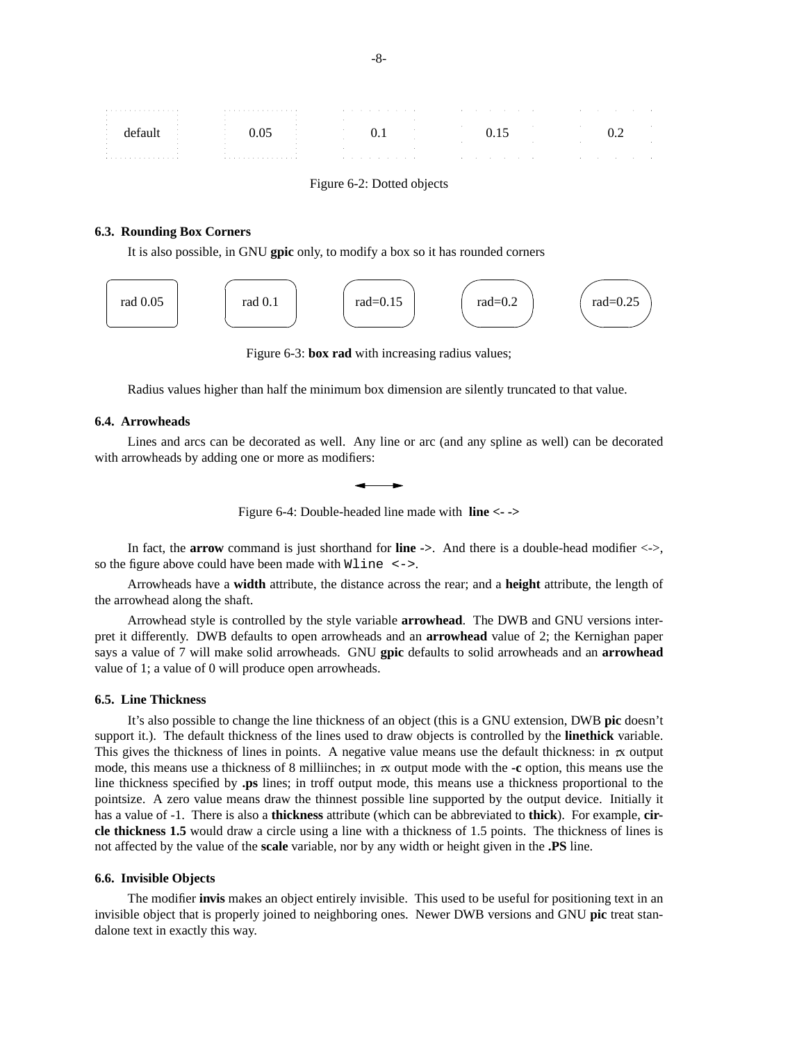default 0.05 0.1 0.15 0.2

Figure 6-2: Dotted objects

### 6.3. Rounding Box Corners

It is also possible, in GNU **gpic** only, to modify a box so it has rounded corners

rad 0.05 rad 0.1 rad=0.15 rad=0.2 rad=0.25

Figure 6-3: **box rad** with increasing radius values;

Radius values higher than half the minimum box dimension are silently truncated to that value.

### 6.4. Arrowheads

Lines and arcs can be decorated as well. Any line or arc (and any spline as well) can be decorated with arrowheads by adding one or more as modifiers:

Figure 6-4: Double-headed line made with **line <- ->**

In fact, the **arrow** command is just shorthand for **line ->**. And there is a double-head modifier <->, so the figure above could have been made with `Wline <->`.

Arrowheads have a **width** attribute, the distance across the rear; and a **height** attribute, the length of the arrowhead along the shaft.

Arrowhead style is controlled by the style variable **arrowhead**. The DWB and GNU versions interpret it differently. DWB defaults to open arrowheads and an **arrowhead** value of 2; the Kernighan paper says a value of 7 will make solid arrowheads. GNU **gpic** defaults to solid arrowheads and an **arrowhead** value of 1; a value of 0 will produce open arrowheads.

### 6.5. Line Thickness

It's also possible to change the line thickness of an object (this is a GNU extension, DWB **pic** doesn't support it.). The default thickness of the lines used to draw objects is controlled by the **linethick** variable. This gives the thickness of lines in points. A negative value means use the default thickness: in TeX output mode, this means use a thickness of 8 milliinches; in TeX output mode with the **-c** option, this means use the line thickness specified by **.ps** lines; in troff output mode, this means use a thickness proportional to the pointsize. A zero value means draw the thinnest possible line supported by the output device. Initially it has a value of -1. There is also a **thickness** attribute (which can be abbreviated to **thick**). For example, **circle thickness 1.5** would draw a circle using a line with a thickness of 1.5 points. The thickness of lines is not affected by the value of the **scale** variable, nor by any width or height given in the **.PS** line.

### 6.6. Invisible Objects

The modifier **invis** makes an object entirely invisible. This used to be useful for positioning text in an invisible object that is properly joined to neighboring ones. Newer DWB versions and GNU **pic** treat standalone text in exactly this way.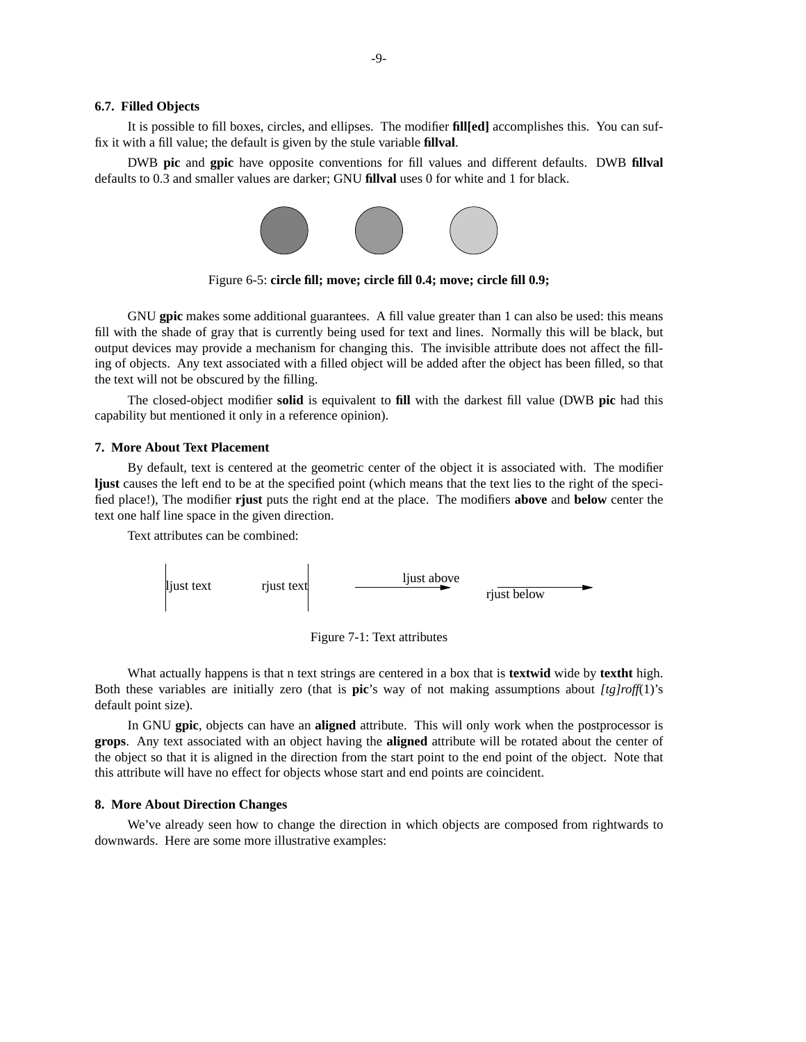### 6.7. Filled Objects

It is possible to fill boxes, circles, and ellipses. The modifier **fill[ed]** accomplishes this. You can suffix it with a fill value; the default is given by the stule variable **fillval**.

DWB **pic** and **gpic** have opposite conventions for fill values and different defaults. DWB **fillval** defaults to 0.3 and smaller values are darker; GNU **fillval** uses 0 for white and 1 for black.

Figure 6-5: **circle fill; move; circle fill 0.4; move; circle fill 0.9;**

GNU **gpic** makes some additional guarantees. A fill value greater than 1 can also be used: this means fill with the shade of gray that is currently being used for text and lines. Normally this will be black, but output devices may provide a mechanism for changing this. The invisible attribute does not affect the filling of objects. Any text associated with a filled object will be added after the object has been filled, so that the text will not be obscured by the filling.

The closed-object modifier **solid** is equivalent to **fill** with the darkest fill value (DWB **pic** had this capability but mentioned it only in a reference opinion).

## 7. More About Text Placement

By default, text is centered at the geometric center of the object it is associated with. The modifier **ljust** causes the left end to be at the specified point (which means that the text lies to the right of the specified place!), The modifier **rjust** puts the right end at the place. The modifiers **above** and **below** center the text one half line space in the given direction.

Text attributes can be combined:

ljust text rjust text ljust above rjust below

Figure 7-1: Text attributes

What actually happens is that n text strings are centered in a box that is **textwid** wide by **textht** high. Both these variables are initially zero (that is **pic**'s way of not making assumptions about *[tg]roff*(1)'s default point size).

In GNU **gpic**, objects can have an **aligned** attribute. This will only work when the postprocessor is **grops**. Any text associated with an object having the **aligned** attribute will be rotated about the center of the object so that it is aligned in the direction from the start point to the end point of the object. Note that this attribute will have no effect for objects whose start and end points are coincident.

## 8. More About Direction Changes

We've already seen how to change the direction in which objects are composed from rightwards to downwards. Here are some more illustrative examples: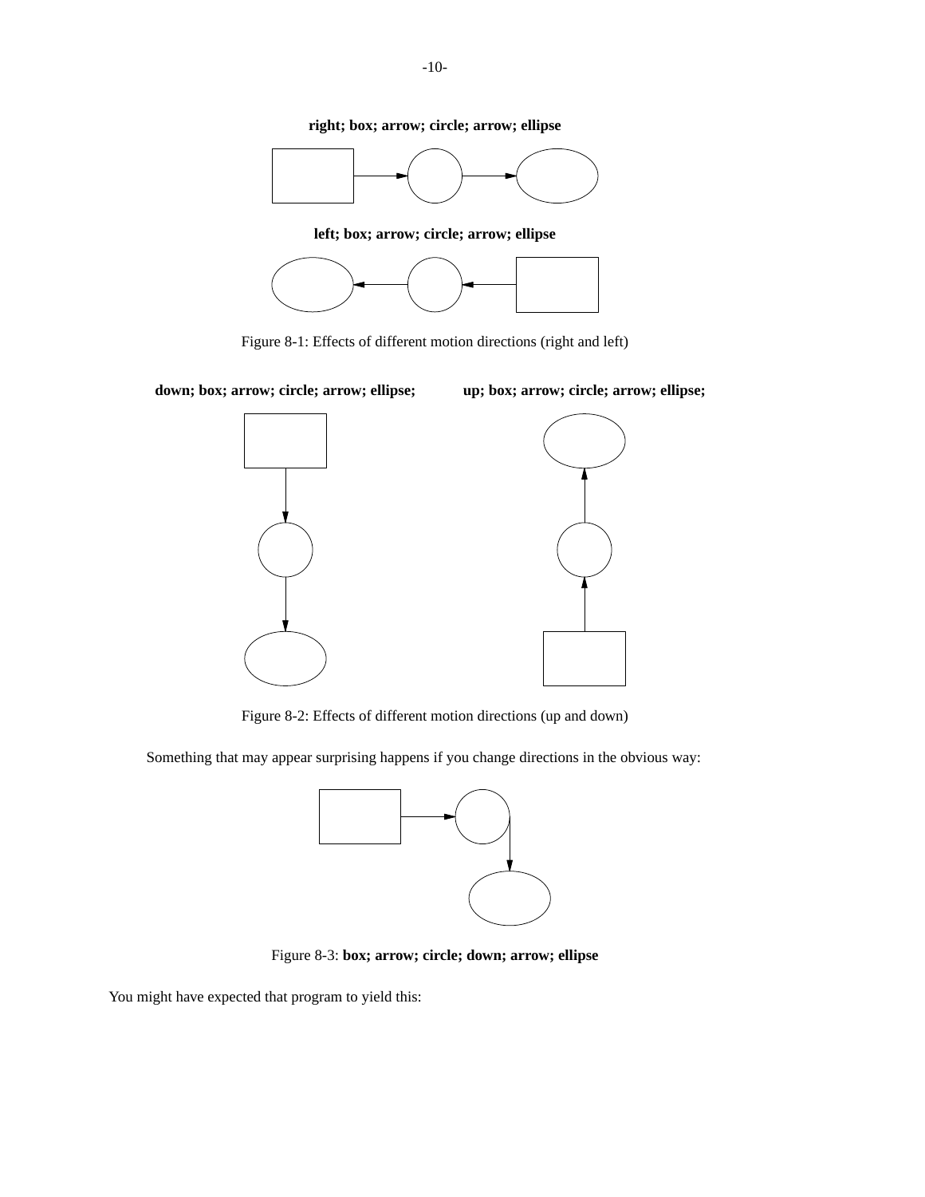**right; box; arrow; circle; arrow; ellipse**

**left; box; arrow; circle; arrow; ellipse**

Figure 8-1: Effects of different motion directions (right and left)

**down; box; arrow; circle; arrow; ellipse;**

**up; box; arrow; circle; arrow; ellipse;**

Figure 8-2: Effects of different motion directions (up and down)

Something that may appear surprising happens if you change directions in the obvious way:

Figure 8-3: **box; arrow; circle; down; arrow; ellipse**

You might have expected that program to yield this: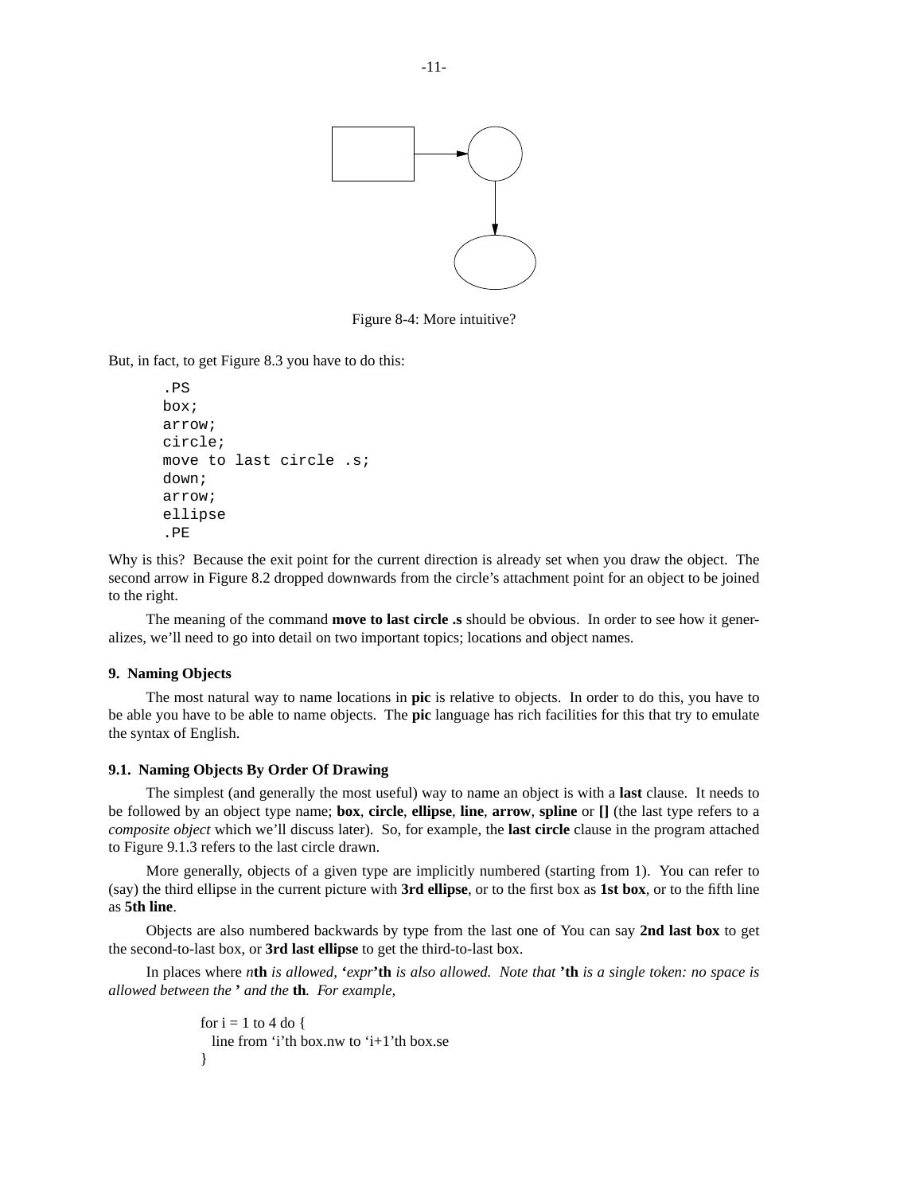Figure 8-4: More intuitive?

But, in fact, to get Figure 8.3 you have to do this:

```
.PS
box;
arrow;
circle;
move to last circle .s;
down;
arrow;
ellipse
.PE
```

Why is this? Because the exit point for the current direction is already set when you draw the object. The second arrow in Figure 8.2 dropped downwards from the circle's attachment point for an object to be joined to the right.

The meaning of the command **move to last circle .s** should be obvious. In order to see how it generalizes, we'll need to go into detail on two important topics; locations and object names.

## 9. Naming Objects

The most natural way to name locations in **pic** is relative to objects. In order to do this, you have to be able you have to be able to name objects. The **pic** language has rich facilities for this that try to emulate the syntax of English.

### 9.1. Naming Objects By Order Of Drawing

The simplest (and generally the most useful) way to name an object is with a **last** clause. It needs to be followed by an object type name; **box**, **circle**, **ellipse**, **line**, **arrow**, **spline** or **[]** (the last type refers to a *composite object* which we'll discuss later). So, for example, the **last circle** clause in the program attached to Figure 9.1.3 refers to the last circle drawn.

More generally, objects of a given type are implicitly numbered (starting from 1). You can refer to (say) the third ellipse in the current picture with **3rd ellipse**, or to the first box as **1st box**, or to the fifth line as **5th line**.

Objects are also numbered backwards by type from the last one of You can say **2nd last box** to get the second-to-last box, or **3rd last ellipse** to get the third-to-last box.

In places where *n***th** *is allowed,* **‘***expr***’th** *is also allowed. Note that* **’th** *is a single token: no space is allowed between the* **’** *and the* **th***. For example,*

```
for i = 1 to 4 do {
   line from ‘i’th box.nw to ‘i+1’th box.se
}
```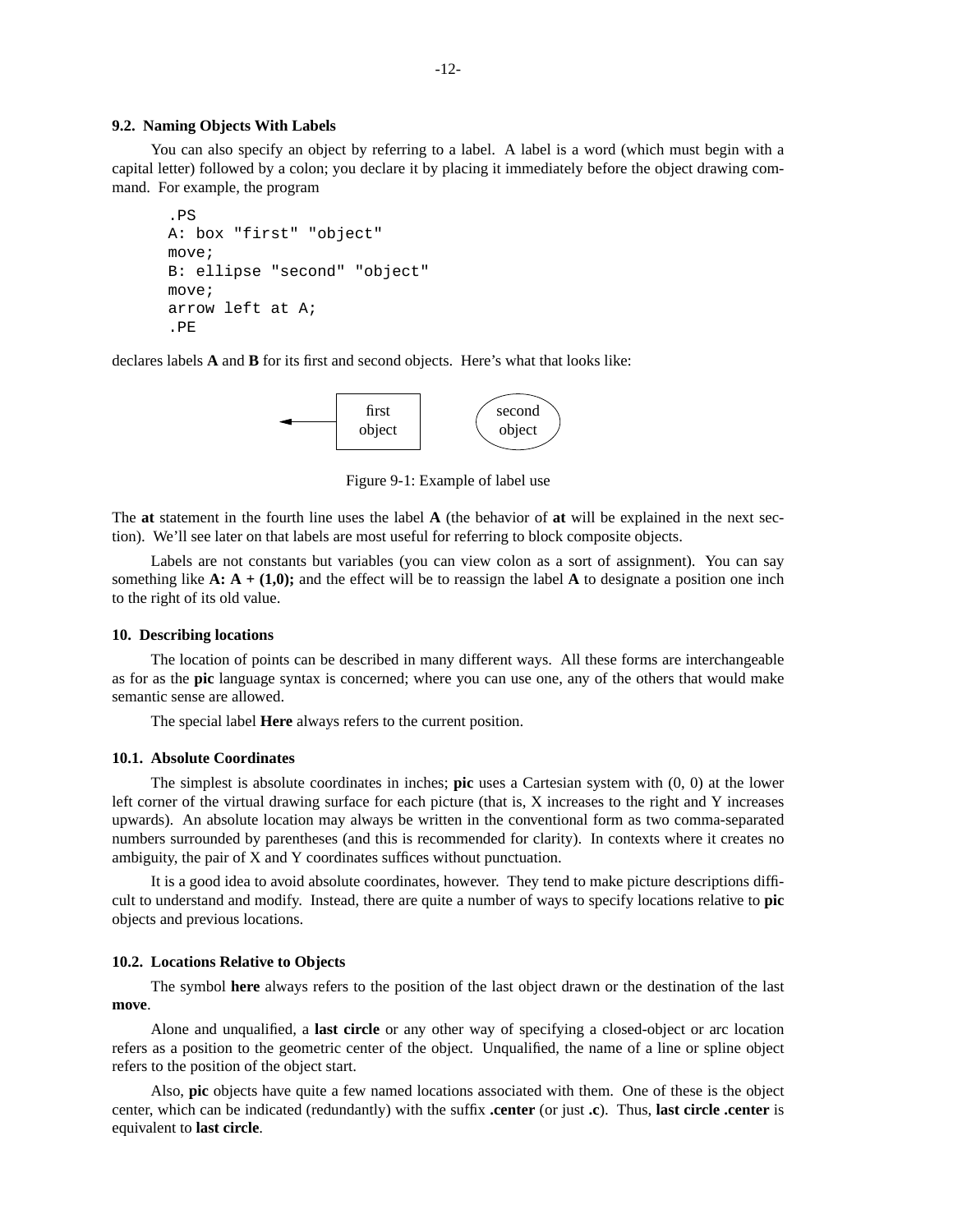### 9.2. Naming Objects With Labels

You can also specify an object by referring to a label. A label is a word (which must begin with a capital letter) followed by a colon; you declare it by placing it immediately before the object drawing command. For example, the program

```
.PS
A: box "first" "object"
move;
B: ellipse "second" "object"
move;
arrow left at A;
.PE
```

declares labels **A** and **B** for its first and second objects. Here's what that looks like:

Figure 9-1: Example of label use

The **at** statement in the fourth line uses the label **A** (the behavior of **at** will be explained in the next section). We'll see later on that labels are most useful for referring to block composite objects.

Labels are not constants but variables (you can view colon as a sort of assignment). You can say something like **A: A + (1,0);** and the effect will be to reassign the label **A** to designate a position one inch to the right of its old value.

## 10. Describing locations

The location of points can be described in many different ways. All these forms are interchangeable as for as the **pic** language syntax is concerned; where you can use one, any of the others that would make semantic sense are allowed.

The special label **Here** always refers to the current position.

### 10.1. Absolute Coordinates

The simplest is absolute coordinates in inches; **pic** uses a Cartesian system with (0, 0) at the lower left corner of the virtual drawing surface for each picture (that is, X increases to the right and Y increases upwards). An absolute location may always be written in the conventional form as two comma-separated numbers surrounded by parentheses (and this is recommended for clarity). In contexts where it creates no ambiguity, the pair of X and Y coordinates suffices without punctuation.

It is a good idea to avoid absolute coordinates, however. They tend to make picture descriptions difficult to understand and modify. Instead, there are quite a number of ways to specify locations relative to **pic** objects and previous locations.

### 10.2. Locations Relative to Objects

The symbol **here** always refers to the position of the last object drawn or the destination of the last **move**.

Alone and unqualified, a **last circle** or any other way of specifying a closed-object or arc location refers as a position to the geometric center of the object. Unqualified, the name of a line or spline object refers to the position of the object start.

Also, **pic** objects have quite a few named locations associated with them. One of these is the object center, which can be indicated (redundantly) with the suffix **.center** (or just **.c**). Thus, **last circle .center** is equivalent to **last circle**.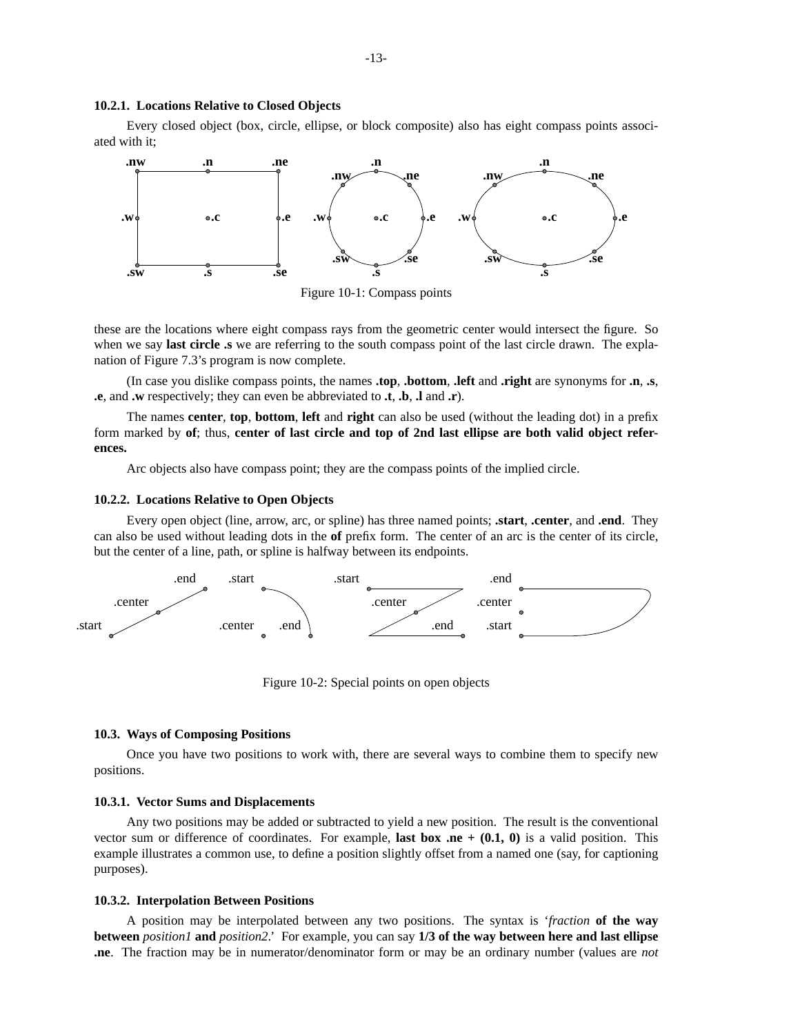### 10.2.1. Locations Relative to Closed Objects

Every closed object (box, circle, ellipse, or block composite) also has eight compass points associated with it;

Figure 10-1: Compass points

these are the locations where eight compass rays from the geometric center would intersect the figure. So when we say **last circle .s** we are referring to the south compass point of the last circle drawn. The explanation of Figure 7.3's program is now complete.

(In case you dislike compass points, the names **.top**, **.bottom**, **.left** and **.right** are synonyms for **.n**, **.s**, **.e**, and **.w** respectively; they can even be abbreviated to **.t**, **.b**, **.l** and **.r**).

The names **center**, **top**, **bottom**, **left** and **right** can also be used (without the leading dot) in a prefix form marked by **of**; thus, **center of last circle and top of 2nd last ellipse are both valid object references.**

Arc objects also have compass point; they are the compass points of the implied circle.

### 10.2.2. Locations Relative to Open Objects

Every open object (line, arrow, arc, or spline) has three named points; **.start**, **.center**, and **.end**. They can also be used without leading dots in the **of** prefix form. The center of an arc is the center of its circle, but the center of a line, path, or spline is halfway between its endpoints.

Figure 10-2: Special points on open objects

## 10.3. Ways of Composing Positions

Once you have two positions to work with, there are several ways to combine them to specify new positions.

### 10.3.1. Vector Sums and Displacements

Any two positions may be added or subtracted to yield a new position. The result is the conventional vector sum or difference of coordinates. For example, **last box .ne + (0.1, 0)** is a valid position. This example illustrates a common use, to define a position slightly offset from a named one (say, for captioning purposes).

### 10.3.2. Interpolation Between Positions

A position may be interpolated between any two positions. The syntax is '*fraction* **of the way between** *position1* **and** *position2*.' For example, you can say **1/3 of the way between here and last ellipse .ne**. The fraction may be in numerator/denominator form or may be an ordinary number (values are *not*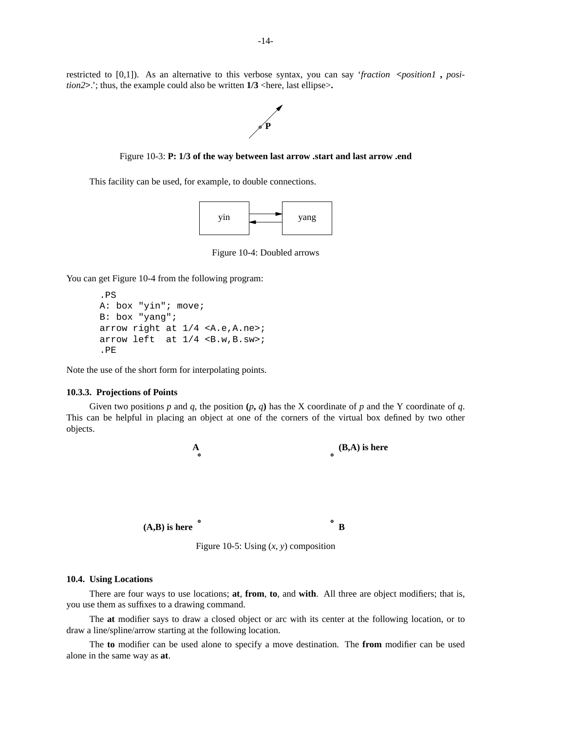restricted to [0,1]). As an alternative to this verbose syntax, you can say '*fraction* **<***position1* **,** *position2***>**.'; thus, the example could also be written **1/3** <here, last ellipse>**.**

Figure 10-3: **P: 1/3 of the way between last arrow .start and last arrow .end**

This facility can be used, for example, to double connections.

Figure 10-4: Doubled arrows

You can get Figure 10-4 from the following program:

```
.PS
A: box "yin"; move;
B: box "yang";
arrow right at 1/4 <A.e,A.ne>;
arrow left  at 1/4 <B.w,B.sw>;
.PE
```

Note the use of the short form for interpolating points.

### 10.3.3. Projections of Points

Given two positions *p* and *q*, the position **(***p***,** *q***)** has the X coordinate of *p* and the Y coordinate of *q*. This can be helpful in placing an object at one of the corners of the virtual box defined by two other objects.

Figure 10-5: Using (*x*, *y*) composition

## 10.4. Using Locations

There are four ways to use locations; **at**, **from**, **to**, and **with**. All three are object modifiers; that is, you use them as suffixes to a drawing command.

The **at** modifier says to draw a closed object or arc with its center at the following location, or to draw a line/spline/arrow starting at the following location.

The **to** modifier can be used alone to specify a move destination. The **from** modifier can be used alone in the same way as **at**.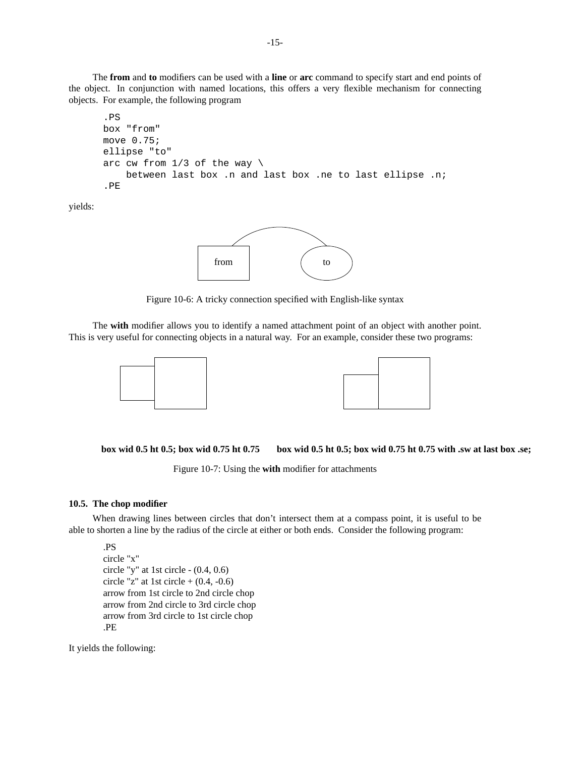The **from** and **to** modifiers can be used with a **line** or **arc** command to specify start and end points of the object. In conjunction with named locations, this offers a very flexible mechanism for connecting objects. For example, the following program

```
.PS
box "from"
move 0.75;
ellipse "to"
arc cw from 1/3 of the way \
    between last box .n and last box .ne to last ellipse .n;
.PE
```

yields:

Figure 10-6: A tricky connection specified with English-like syntax

The **with** modifier allows you to identify a named attachment point of an object with another point. This is very useful for connecting objects in a natural way. For an example, consider these two programs:

**box wid 0.5 ht 0.5; box wid 0.75 ht 0.75** **box wid 0.5 ht 0.5; box wid 0.75 ht 0.75 with .sw at last box .se;**

Figure 10-7: Using the **with** modifier for attachments

### 10.5. The chop modifier

When drawing lines between circles that don't intersect them at a compass point, it is useful to be able to shorten a line by the radius of the circle at either or both ends. Consider the following program:

```
.PS
circle "x"
circle "y" at 1st circle - (0.4, 0.6)
circle "z" at 1st circle + (0.4, -0.6)
arrow from 1st circle to 2nd circle chop
arrow from 2nd circle to 3rd circle chop
arrow from 3rd circle to 1st circle chop
.PE
```

It yields the following: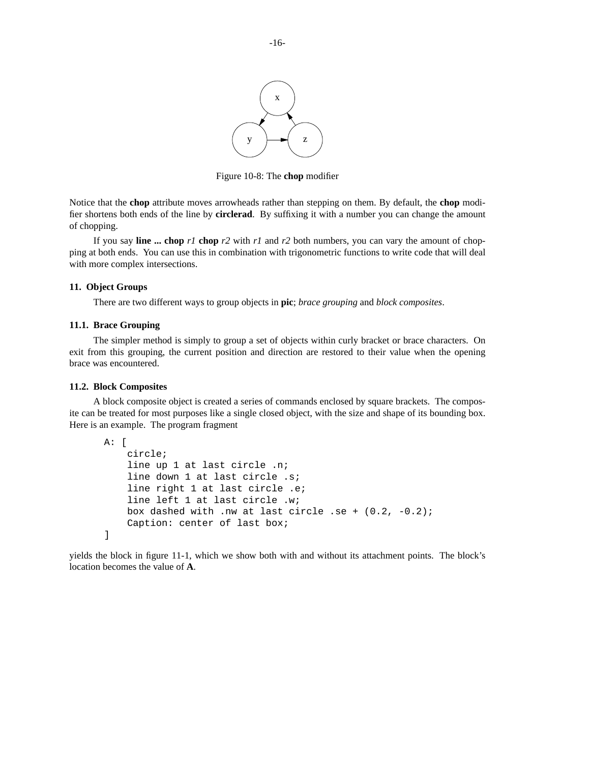x

y          z

Figure 10-8: The **chop** modifier

Notice that the **chop** attribute moves arrowheads rather than stepping on them. By default, the **chop** modifier shortens both ends of the line by **circlerad**. By suffixing it with a number you can change the amount of chopping.

If you say **line ... chop** *r1* **chop** *r2* with *r1* and *r2* both numbers, you can vary the amount of chopping at both ends. You can use this in combination with trigonometric functions to write code that will deal with more complex intersections.

## 11. Object Groups

There are two different ways to group objects in **pic**; *brace grouping* and *block composites*.

### 11.1. Brace Grouping

The simpler method is simply to group a set of objects within curly bracket or brace characters. On exit from this grouping, the current position and direction are restored to their value when the opening brace was encountered.

### 11.2. Block Composites

A block composite object is created a series of commands enclosed by square brackets. The composite can be treated for most purposes like a single closed object, with the size and shape of its bounding box. Here is an example. The program fragment

```
A: [
    circle;
    line up 1 at last circle .n;
    line down 1 at last circle .s;
    line right 1 at last circle .e;
    line left 1 at last circle .w;
    box dashed with .nw at last circle .se + (0.2, -0.2);
    Caption: center of last box;
]
```

yields the block in figure 11-1, which we show both with and without its attachment points. The block's location becomes the value of **A**.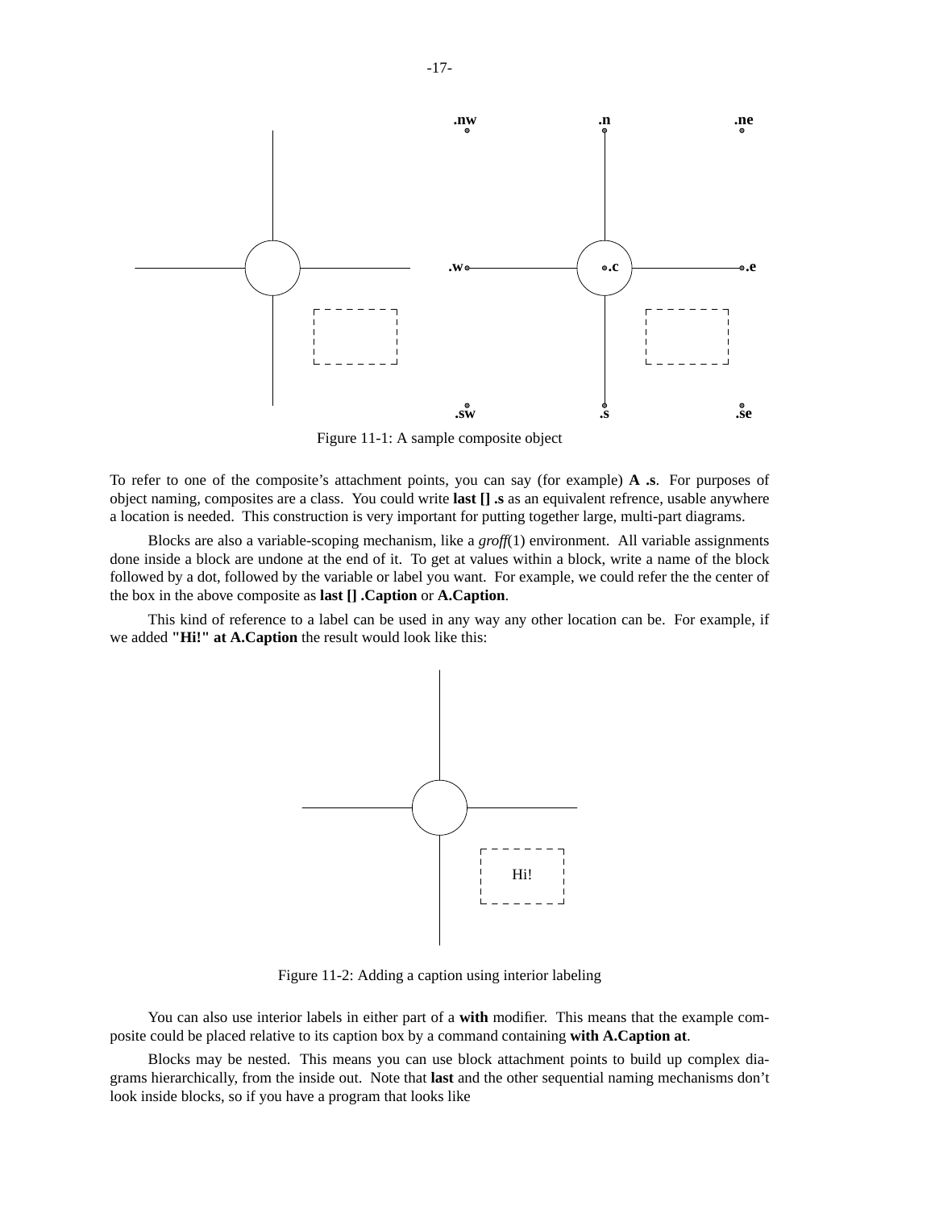Figure 11-1: A sample composite object

To refer to one of the composite's attachment points, you can say (for example) **A .s**. For purposes of object naming, composites are a class. You could write **last [] .s** as an equivalent refrence, usable anywhere a location is needed. This construction is very important for putting together large, multi-part diagrams.

Blocks are also a variable-scoping mechanism, like a *groff*(1) environment. All variable assignments done inside a block are undone at the end of it. To get at values within a block, write a name of the block followed by a dot, followed by the variable or label you want. For example, we could refer the the center of the box in the above composite as **last [] .Caption** or **A.Caption**.

This kind of reference to a label can be used in any way any other location can be. For example, if we added **"Hi!" at A.Caption** the result would look like this:

Figure 11-2: Adding a caption using interior labeling

You can also use interior labels in either part of a **with** modifier. This means that the example composite could be placed relative to its caption box by a command containing **with A.Caption at**.

Blocks may be nested. This means you can use block attachment points to build up complex diagrams hierarchically, from the inside out. Note that **last** and the other sequential naming mechanisms don't look inside blocks, so if you have a program that looks like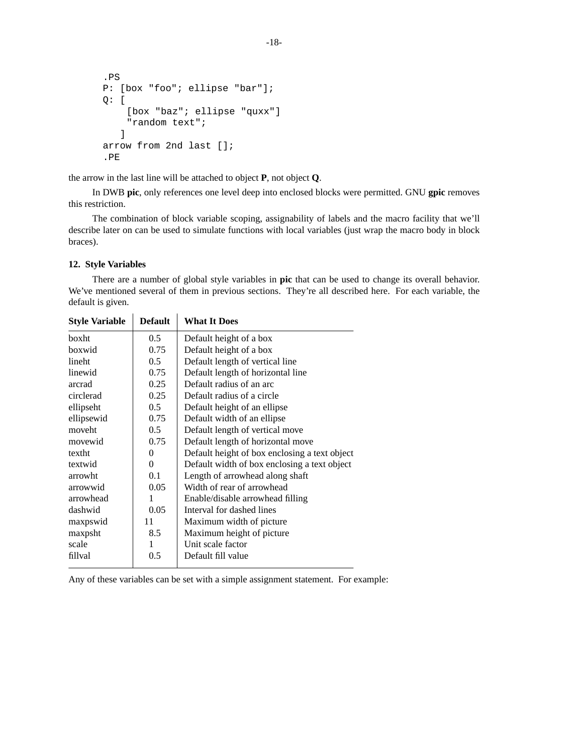```
.PS
P: [box "foo"; ellipse "bar"];
Q: [
    [box "baz"; ellipse "quxx"]
    "random text";
   ]
arrow from 2nd last [];
.PE
```

the arrow in the last line will be attached to object **P**, not object **Q**.

In DWB **pic**, only references one level deep into enclosed blocks were permitted. GNU **gpic** removes this restriction.

The combination of block variable scoping, assignability of labels and the macro facility that we'll describe later on can be used to simulate functions with local variables (just wrap the macro body in block braces).

## 12. Style Variables

There are a number of global style variables in **pic** that can be used to change its overall behavior. We've mentioned several of them in previous sections. They're all described here. For each variable, the default is given.

| Style Variable | Default | What It Does |
|---|---|---|
| boxht | 0.5 | Default height of a box |
| boxwid | 0.75 | Default height of a box |
| lineht | 0.5 | Default length of vertical line |
| linewid | 0.75 | Default length of horizontal line |
| arcrad | 0.25 | Default radius of an arc |
| circlerad | 0.25 | Default radius of a circle |
| ellipseht | 0.5 | Default height of an ellipse |
| ellipsewid | 0.75 | Default width of an ellipse |
| moveht | 0.5 | Default length of vertical move |
| movewid | 0.75 | Default length of horizontal move |
| textht | 0 | Default height of box enclosing a text object |
| textwid | 0 | Default width of box enclosing a text object |
| arrowht | 0.1 | Length of arrowhead along shaft |
| arrowwid | 0.05 | Width of rear of arrowhead |
| arrowhead | 1 | Enable/disable arrowhead filling |
| dashwid | 0.05 | Interval for dashed lines |
| maxpswid | 11 | Maximum width of picture |
| maxpsht | 8.5 | Maximum height of picture |
| scale | 1 | Unit scale factor |
| fillval | 0.5 | Default fill value |

Any of these variables can be set with a simple assignment statement. For example: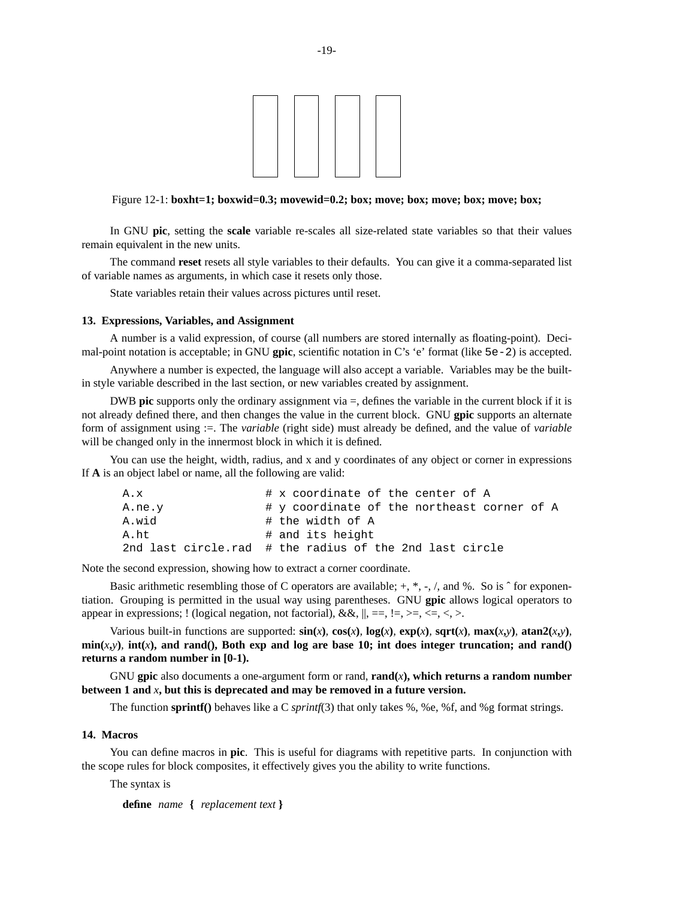Figure 12-1: **boxht=1; boxwid=0.3; movewid=0.2; box; move; box; move; box; move; box;**

In GNU **pic**, setting the **scale** variable re-scales all size-related state variables so that their values remain equivalent in the new units.

The command **reset** resets all style variables to their defaults. You can give it a comma-separated list of variable names as arguments, in which case it resets only those.

State variables retain their values across pictures until reset.

### 13. Expressions, Variables, and Assignment

A number is a valid expression, of course (all numbers are stored internally as floating-point). Decimal-point notation is acceptable; in GNU **gpic**, scientific notation in C's 'e' format (like `5e-2`) is accepted.

Anywhere a number is expected, the language will also accept a variable. Variables may be the built-in style variable described in the last section, or new variables created by assignment.

DWB **pic** supports only the ordinary assignment via =, defines the variable in the current block if it is not already defined there, and then changes the value in the current block. GNU **gpic** supports an alternate form of assignment using :=. The *variable* (right side) must already be defined, and the value of *variable* will be changed only in the innermost block in which it is defined.

You can use the height, width, radius, and x and y coordinates of any object or corner in expressions If **A** is an object label or name, all the following are valid:

```
A.x                  # x coordinate of the center of A
A.ne.y               # y coordinate of the northeast corner of A
A.wid                # the width of A
A.ht                 # and its height
2nd last circle.rad  # the radius of the 2nd last circle
```

Note the second expression, showing how to extract a corner coordinate.

Basic arithmetic resembling those of C operators are available; +, *, -, /, and %. So is ^ for exponentiation. Grouping is permitted in the usual way using parentheses. GNU **gpic** allows logical operators to appear in expressions; ! (logical negation, not factorial), &&, ||, ==, !=, >=, <=, <, >.

Various built-in functions are supported: **sin(***x***)**, **cos(***x***)**, **log(***x***)**, **exp(***x***)**, **sqrt(***x***)**, **max(***x***,***y***)**, **atan2(***x***,***y***)**, **min(***x***,***y***)**, **int(***x***), and rand(), Both exp and log are base 10; int does integer truncation; and rand() returns a random number in [0-1).**

GNU **gpic** also documents a one-argument form or rand, **rand(***x***), which returns a random number between 1 and** ***x*****, but this is deprecated and may be removed in a future version.**

The function **sprintf()** behaves like a C *sprintf*(3) that only takes %, %e, %f, and %g format strings.

### 14. Macros

You can define macros in **pic**. This is useful for diagrams with repetitive parts. In conjunction with the scope rules for block composites, it effectively gives you the ability to write functions.

The syntax is

**define** *name* **{** *replacement text* **}**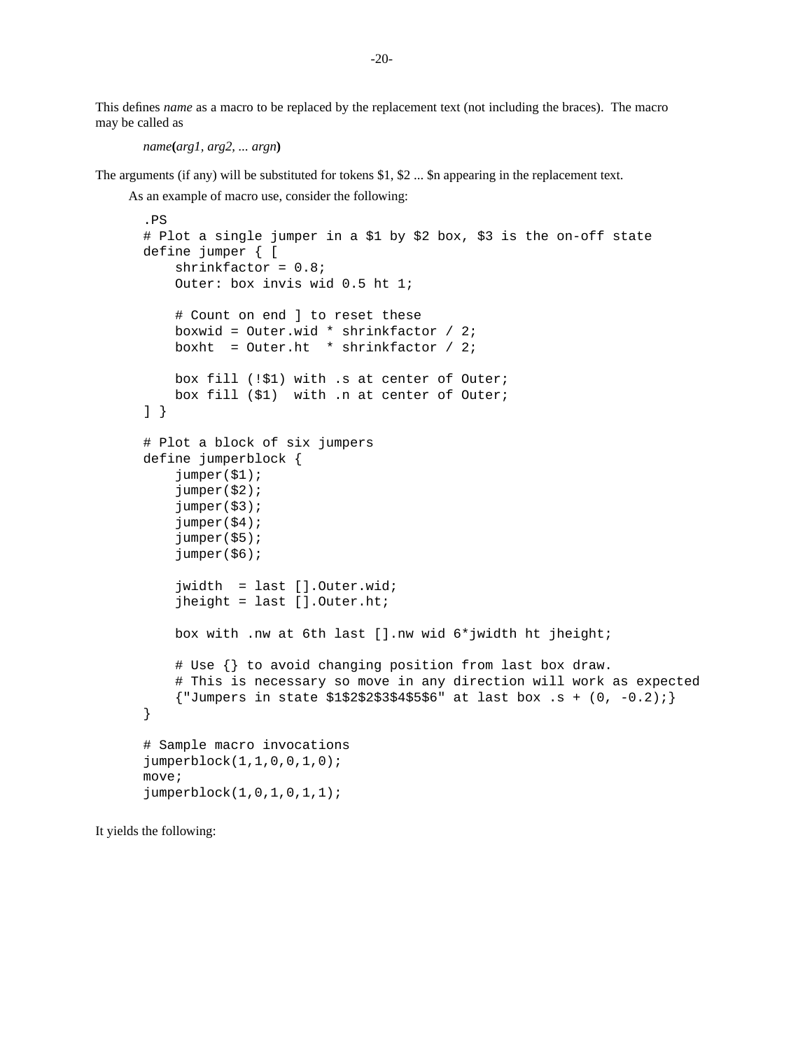This defines *name* as a macro to be replaced by the replacement text (not including the braces). The macro may be called as

*name***(***arg1, arg2, ... argn***)**

The arguments (if any) will be substituted for tokens $1, $2 ... $n appearing in the replacement text.

As an example of macro use, consider the following:

```
.PS
# Plot a single jumper in a $1 by $2 box, $3 is the on-off state
define jumper { [
    shrinkfactor = 0.8;
    Outer: box invis wid 0.5 ht 1;

    # Count on end ] to reset these
    boxwid = Outer.wid * shrinkfactor / 2;
    boxht  = Outer.ht  * shrinkfactor / 2;

    box fill (!$1) with .s at center of Outer;
    box fill ($1)  with .n at center of Outer;
] }

# Plot a block of six jumpers
define jumperblock {
    jumper($1);
    jumper($2);
    jumper($3);
    jumper($4);
    jumper($5);
    jumper($6);

    jwidth  = last [].Outer.wid;
    jheight = last [].Outer.ht;

    box with .nw at 6th last [].nw wid 6*jwidth ht jheight;

    # Use {} to avoid changing position from last box draw.
    # This is necessary so move in any direction will work as expected
    {"Jumpers in state $1$2$2$3$4$5$6" at last box .s + (0, -0.2);}
}

# Sample macro invocations
jumperblock(1,1,0,0,1,0);
move;
jumperblock(1,0,1,0,1,1);
```

It yields the following: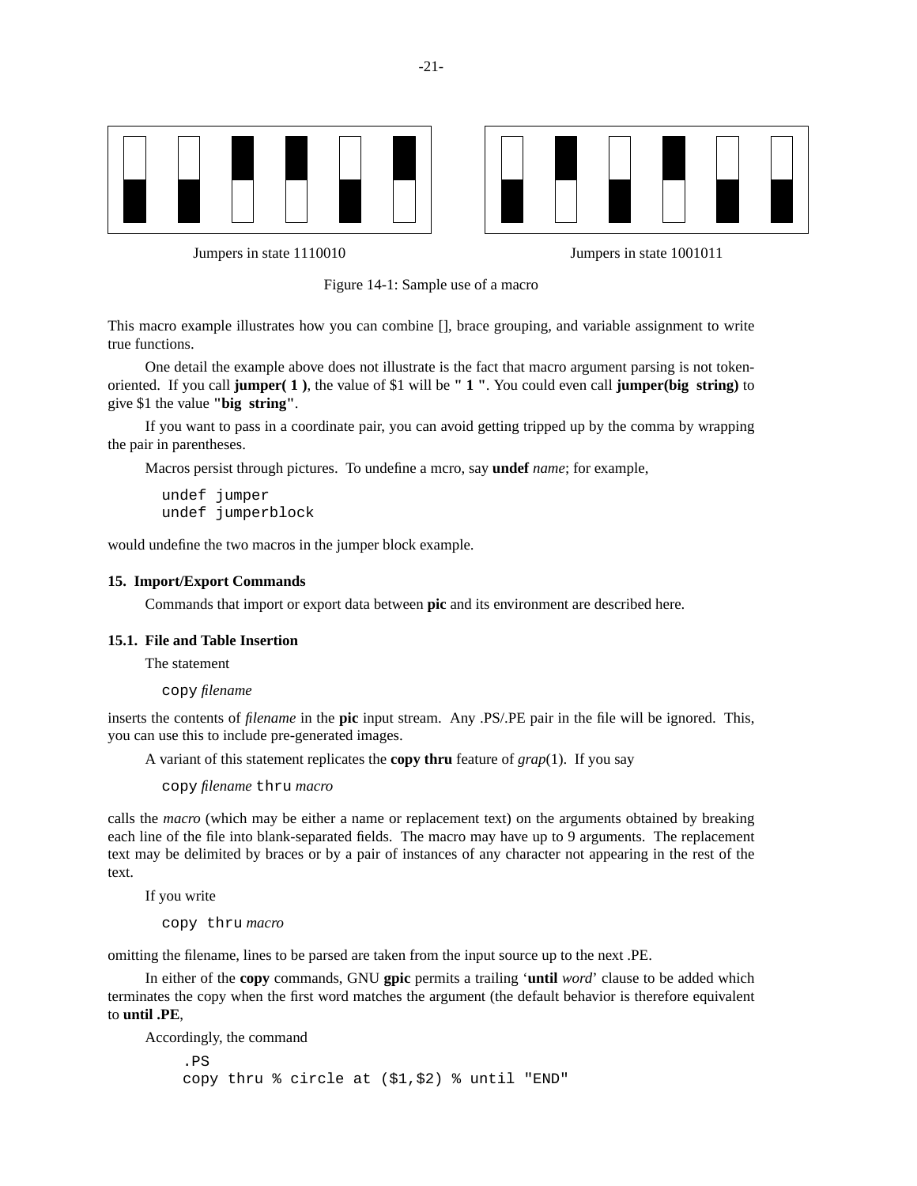Jumpers in state 1110010

Jumpers in state 1001011

Figure 14-1: Sample use of a macro

This macro example illustrates how you can combine [], brace grouping, and variable assignment to write true functions.

One detail the example above does not illustrate is the fact that macro argument parsing is not token-oriented. If you call **jumper( 1 )**, the value of $1 will be **" 1 "**. You could even call **jumper(big  string)** to give $1 the value **"big  string"**.

If you want to pass in a coordinate pair, you can avoid getting tripped up by the comma by wrapping the pair in parentheses.

Macros persist through pictures. To undefine a mcro, say **undef** *name*; for example,

```
undef jumper
undef jumperblock
```

would undefine the two macros in the jumper block example.

## 15. Import/Export Commands

Commands that import or export data between **pic** and its environment are described here.

### 15.1. File and Table Insertion

The statement

`copy` *filename*

inserts the contents of *filename* in the **pic** input stream. Any .PS/.PE pair in the file will be ignored. This, you can use this to include pre-generated images.

A variant of this statement replicates the **copy thru** feature of *grap*(1). If you say

`copy` *filename* `thru` *macro*

calls the *macro* (which may be either a name or replacement text) on the arguments obtained by breaking each line of the file into blank-separated fields. The macro may have up to 9 arguments. The replacement text may be delimited by braces or by a pair of instances of any character not appearing in the rest of the text.

If you write

`copy thru` *macro*

omitting the filename, lines to be parsed are taken from the input source up to the next .PE.

In either of the **copy** commands, GNU **gpic** permits a trailing '**until** *word*' clause to be added which terminates the copy when the first word matches the argument (the default behavior is therefore equivalent to **until .PE**,

Accordingly, the command

```
.PS
copy thru % circle at ($1,$2) % until "END"
```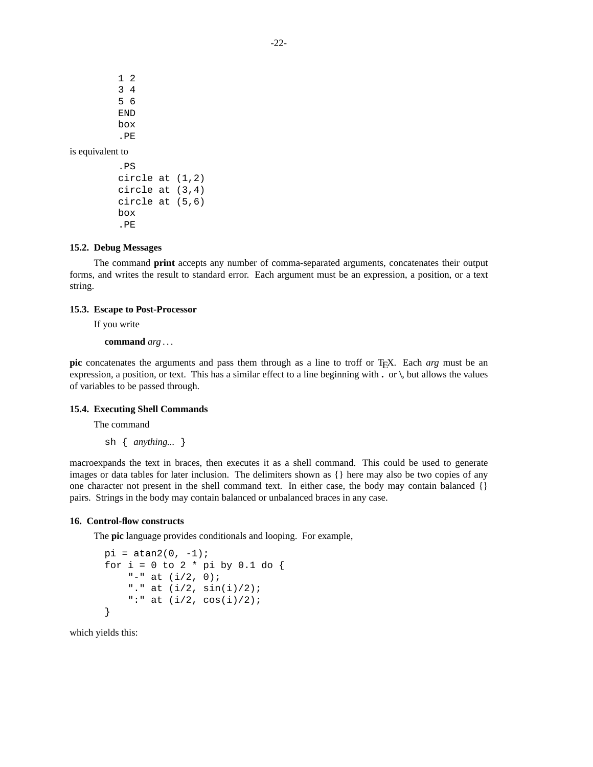```
1 2
3 4
5 6
END
box
.PE
```

is equivalent to

```
.PS
circle at (1,2)
circle at (3,4)
circle at (5,6)
box
.PE
```

### 15.2. Debug Messages

The command **print** accepts any number of comma-separated arguments, concatenates their output forms, and writes the result to standard error. Each argument must be an expression, a position, or a text string.

### 15.3. Escape to Post-Processor

If you write

**command** *arg* . . .

**pic** concatenates the arguments and pass them through as a line to troff or TEX. Each *arg* must be an expression, a position, or text. This has a similar effect to a line beginning with **.** or \, but allows the values of variables to be passed through.

### 15.4. Executing Shell Commands

The command

`sh {` *anything...* `}`

macroexpands the text in braces, then executes it as a shell command. This could be used to generate images or data tables for later inclusion. The delimiters shown as {} here may also be two copies of any one character not present in the shell command text. In either case, the body may contain balanced {} pairs. Strings in the body may contain balanced or unbalanced braces in any case.

## 16. Control-flow constructs

The **pic** language provides conditionals and looping. For example,

```
pi = atan2(0, -1);
for i = 0 to 2 * pi by 0.1 do {
    "-" at (i/2, 0);
    "." at (i/2, sin(i)/2);
    ":" at (i/2, cos(i)/2);
}
```

which yields this: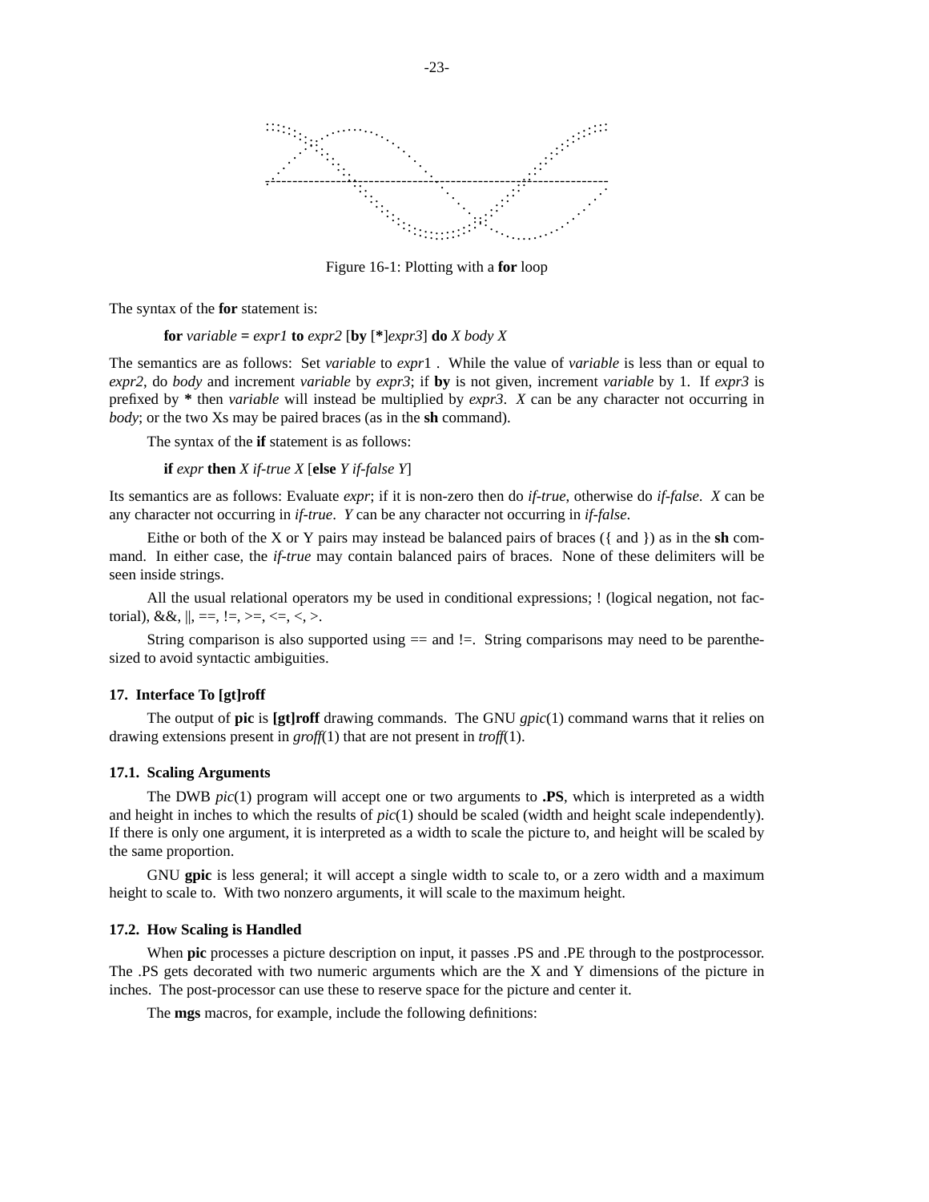Figure 16-1: Plotting with a **for** loop

The syntax of the **for** statement is:

> **for** *variable* **=** *expr1* **to** *expr2* [**by** [**\***]*expr3*] **do** *X body X*

The semantics are as follows: Set *variable* to *expr*1 . While the value of *variable* is less than or equal to *expr2*, do *body* and increment *variable* by *expr3*; if **by** is not given, increment *variable* by 1. If *expr3* is prefixed by **\*** then *variable* will instead be multiplied by *expr3*. *X* can be any character not occurring in *body*; or the two Xs may be paired braces (as in the **sh** command).

The syntax of the **if** statement is as follows:

> **if** *expr* **then** *X if-true X* [**else** *Y if-false Y*]

Its semantics are as follows: Evaluate *expr*; if it is non-zero then do *if-true*, otherwise do *if-false*. *X* can be any character not occurring in *if-true*. *Y* can be any character not occurring in *if-false*.

Eithe or both of the X or Y pairs may instead be balanced pairs of braces ({ and }) as in the **sh** command. In either case, the *if-true* may contain balanced pairs of braces. None of these delimiters will be seen inside strings.

All the usual relational operators my be used in conditional expressions; ! (logical negation, not factorial), &&, ||, ==, !=, >=, <=, <, >.

String comparison is also supported using == and !=. String comparisons may need to be parenthesized to avoid syntactic ambiguities.

## 17. Interface To [gt]roff

The output of **pic** is **[gt]roff** drawing commands. The GNU *gpic*(1) command warns that it relies on drawing extensions present in *groff*(1) that are not present in *troff*(1).

### 17.1. Scaling Arguments

The DWB *pic*(1) program will accept one or two arguments to **.PS**, which is interpreted as a width and height in inches to which the results of *pic*(1) should be scaled (width and height scale independently). If there is only one argument, it is interpreted as a width to scale the picture to, and height will be scaled by the same proportion.

GNU **gpic** is less general; it will accept a single width to scale to, or a zero width and a maximum height to scale to. With two nonzero arguments, it will scale to the maximum height.

### 17.2. How Scaling is Handled

When **pic** processes a picture description on input, it passes .PS and .PE through to the postprocessor. The .PS gets decorated with two numeric arguments which are the X and Y dimensions of the picture in inches. The post-processor can use these to reserve space for the picture and center it.

The **mgs** macros, for example, include the following definitions: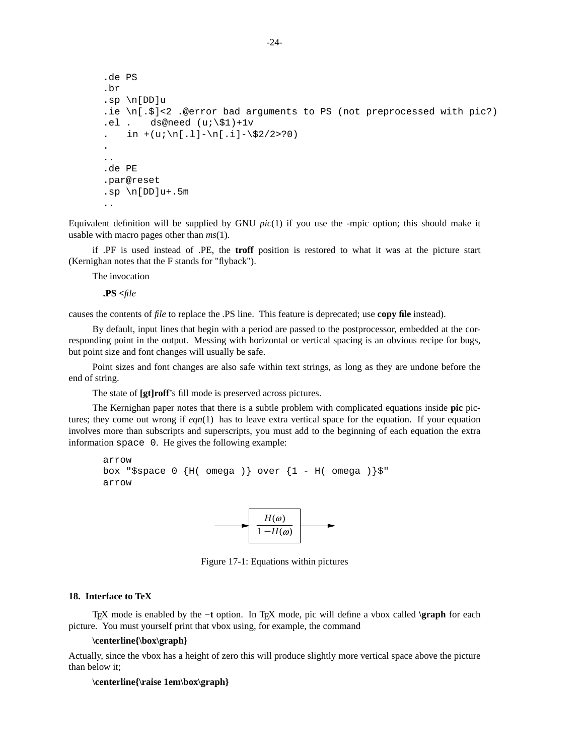```
.de PS
.br
.sp \n[DD]u
.ie \n[.$]<2 .@error bad arguments to PS (not preprocessed with pic?)
.el .    ds@need (u;\$1)+1v
.    in +(u;\n[.l]-\n[.i]-\$2/2>?0)
.
..
.de PE
.par@reset
.sp \n[DD]u+.5m
..
```

Equivalent definition will be supplied by GNU *pic*(1) if you use the -mpic option; this should make it usable with macro pages other than *ms*(1).

if .PF is used instead of .PE, the **troff** position is restored to what it was at the picture start (Kernighan notes that the F stands for "flyback").

The invocation

**.PS <***file*

causes the contents of *file* to replace the .PS line. This feature is deprecated; use **copy file** instead).

By default, input lines that begin with a period are passed to the postprocessor, embedded at the corresponding point in the output. Messing with horizontal or vertical spacing is an obvious recipe for bugs, but point size and font changes will usually be safe.

Point sizes and font changes are also safe within text strings, as long as they are undone before the end of string.

The state of **[gt]roff**'s fill mode is preserved across pictures.

The Kernighan paper notes that there is a subtle problem with complicated equations inside **pic** pictures; they come out wrong if *eqn*(1) has to leave extra vertical space for the equation. If your equation involves more than subscripts and superscripts, you must add to the beginning of each equation the extra information `space 0`. He gives the following example:

```
arrow
box "$space 0 {H( omega )} over {1 - H( omega )}$"
arrow
```

$$\frac{H(\omega)}{1 - H(\omega)}$$

Figure 17-1: Equations within pictures

## 18. Interface to TeX

TEX mode is enabled by the **−t** option. In TEX mode, pic will define a vbox called **\graph** for each picture. You must yourself print that vbox using, for example, the command

**\centerline{\box\graph}**

Actually, since the vbox has a height of zero this will produce slightly more vertical space above the picture than below it;

**\centerline{\raise 1em\box\graph}**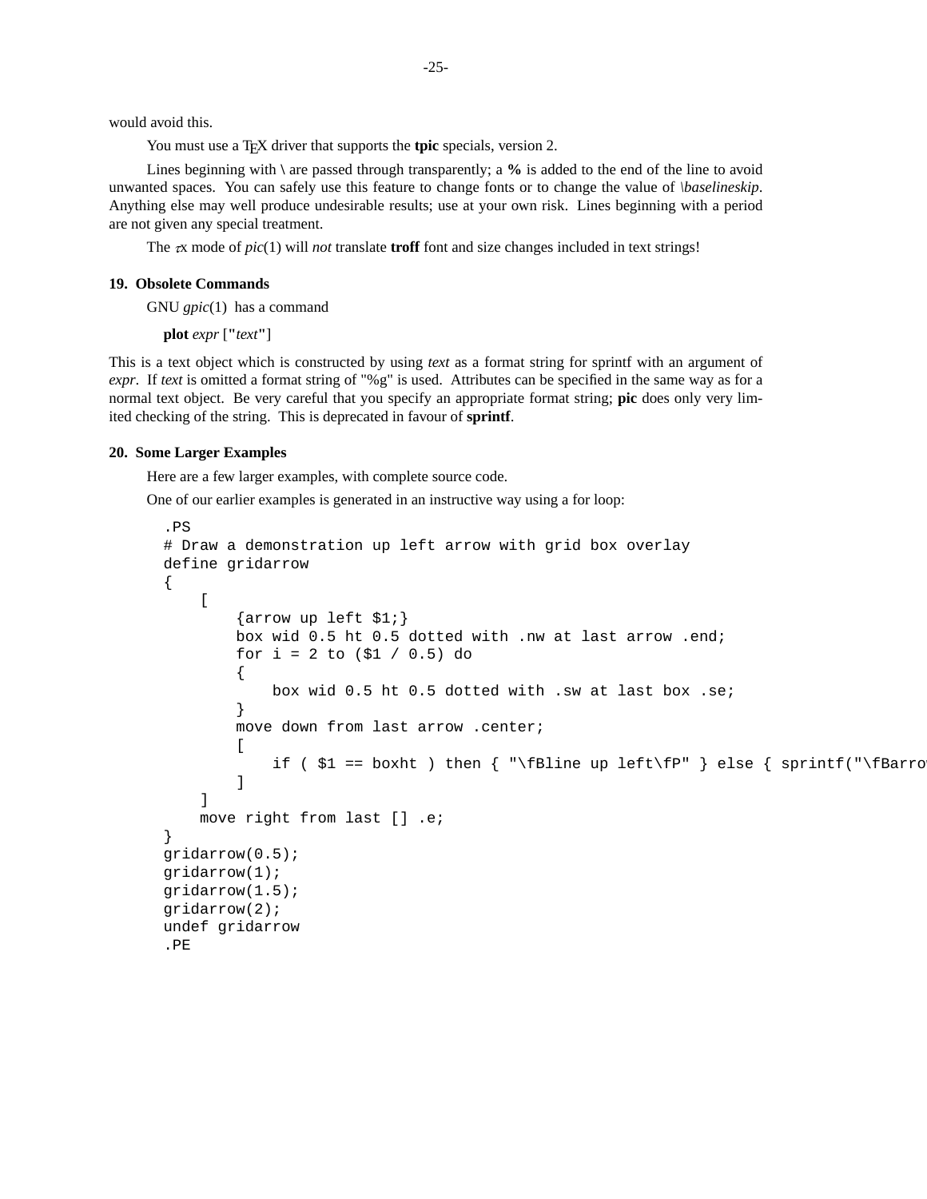would avoid this.

You must use a TEX driver that supports the **tpic** specials, version 2.

Lines beginning with \ are passed through transparently; a **%** is added to the end of the line to avoid unwanted spaces. You can safely use this feature to change fonts or to change the value of *\baselineskip*. Anything else may well produce undesirable results; use at your own risk. Lines beginning with a period are not given any special treatment.

The TEX mode of *pic*(1) will *not* translate **troff** font and size changes included in text strings!

## 19. Obsolete Commands

GNU *gpic*(1) has a command

**plot** *expr* [**"***text***"**]

This is a text object which is constructed by using *text* as a format string for sprintf with an argument of *expr*. If *text* is omitted a format string of "%g" is used. Attributes can be specified in the same way as for a normal text object. Be very careful that you specify an appropriate format string; **pic** does only very limited checking of the string. This is deprecated in favour of **sprintf**.

## 20. Some Larger Examples

Here are a few larger examples, with complete source code.

One of our earlier examples is generated in an instructive way using a for loop:

```
.PS
# Draw a demonstration up left arrow with grid box overlay
define gridarrow
{
    [
        {arrow up left $1;}
        box wid 0.5 ht 0.5 dotted with .nw at last arrow .end;
        for i = 2 to ($1 / 0.5) do
        {
            box wid 0.5 ht 0.5 dotted with .sw at last box .se;
        }
        move down from last arrow .center;
        [
            if ( $1 == boxht ) then { "\fBline up left\fP" } else { sprintf("\fBarro
        ]
    ]
    move right from last [] .e;
}
gridarrow(0.5);
gridarrow(1);
gridarrow(1.5);
gridarrow(2);
undef gridarrow
.PE
```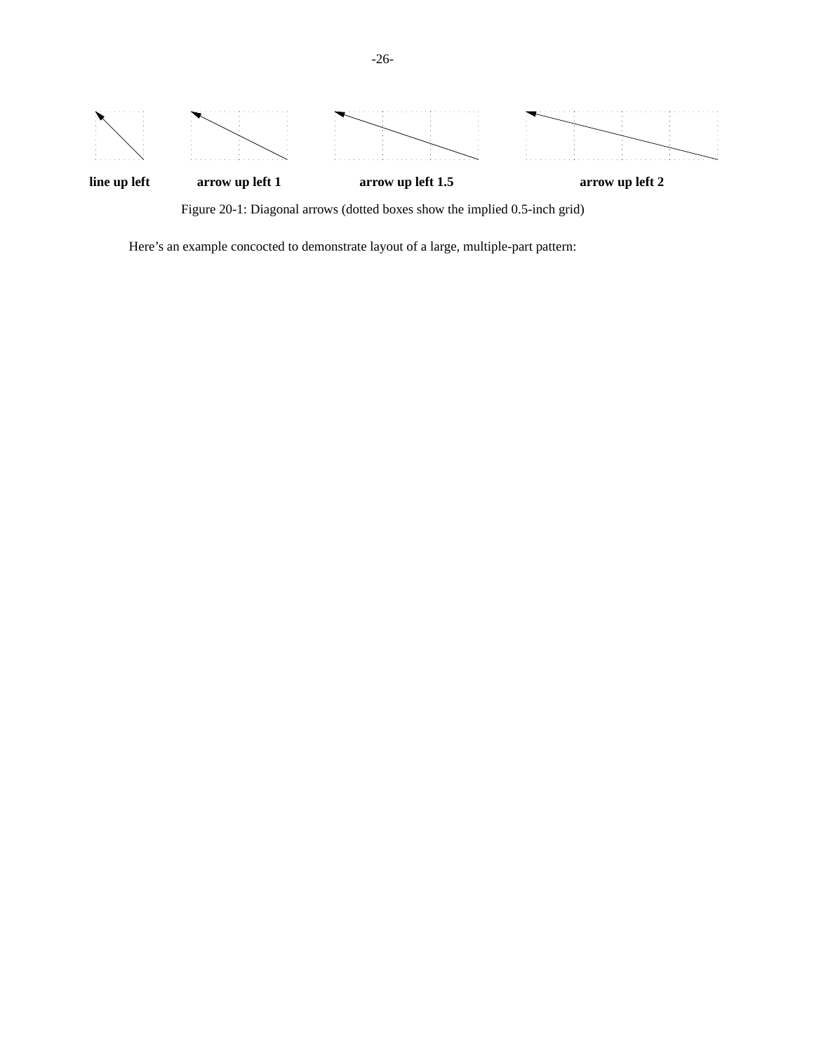**line up left** **arrow up left 1** **arrow up left 1.5** **arrow up left 2**

Figure 20-1: Diagonal arrows (dotted boxes show the implied 0.5-inch grid)

Here's an example concocted to demonstrate layout of a large, multiple-part pattern: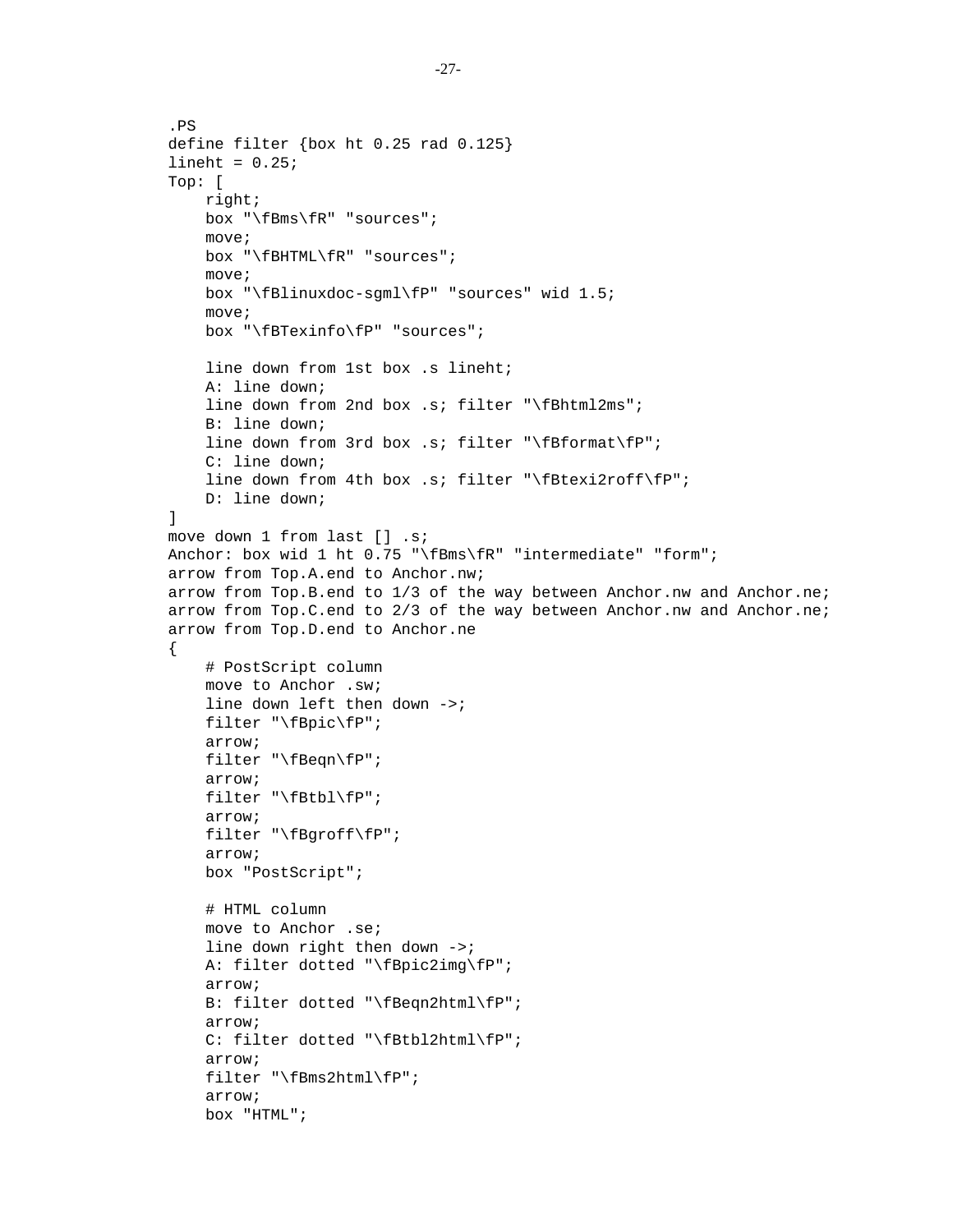```
.PS
define filter {box ht 0.25 rad 0.125}
lineht = 0.25;
Top: [
    right;
    box "\fBms\fR" "sources";
    move;
    box "\fBHTML\fR" "sources";
    move;
    box "\fBlinuxdoc-sgml\fP" "sources" wid 1.5;
    move;
    box "\fBTexinfo\fP" "sources";

    line down from 1st box .s lineht;
    A: line down;
    line down from 2nd box .s; filter "\fBhtml2ms";
    B: line down;
    line down from 3rd box .s; filter "\fBformat\fP";
    C: line down;
    line down from 4th box .s; filter "\fBtexi2roff\fP";
    D: line down;
]
move down 1 from last [] .s;
Anchor: box wid 1 ht 0.75 "\fBms\fR" "intermediate" "form";
arrow from Top.A.end to Anchor.nw;
arrow from Top.B.end to 1/3 of the way between Anchor.nw and Anchor.ne;
arrow from Top.C.end to 2/3 of the way between Anchor.nw and Anchor.ne;
arrow from Top.D.end to Anchor.ne
{
    # PostScript column
    move to Anchor .sw;
    line down left then down ->;
    filter "\fBpic\fP";
    arrow;
    filter "\fBeqn\fP";
    arrow;
    filter "\fBtbl\fP";
    arrow;
    filter "\fBgroff\fP";
    arrow;
    box "PostScript";

    # HTML column
    move to Anchor .se;
    line down right then down ->;
    A: filter dotted "\fBpic2img\fP";
    arrow;
    B: filter dotted "\fBeqn2html\fP";
    arrow;
    C: filter dotted "\fBtbl2html\fP";
    arrow;
    filter "\fBms2html\fP";
    arrow;
    box "HTML";
```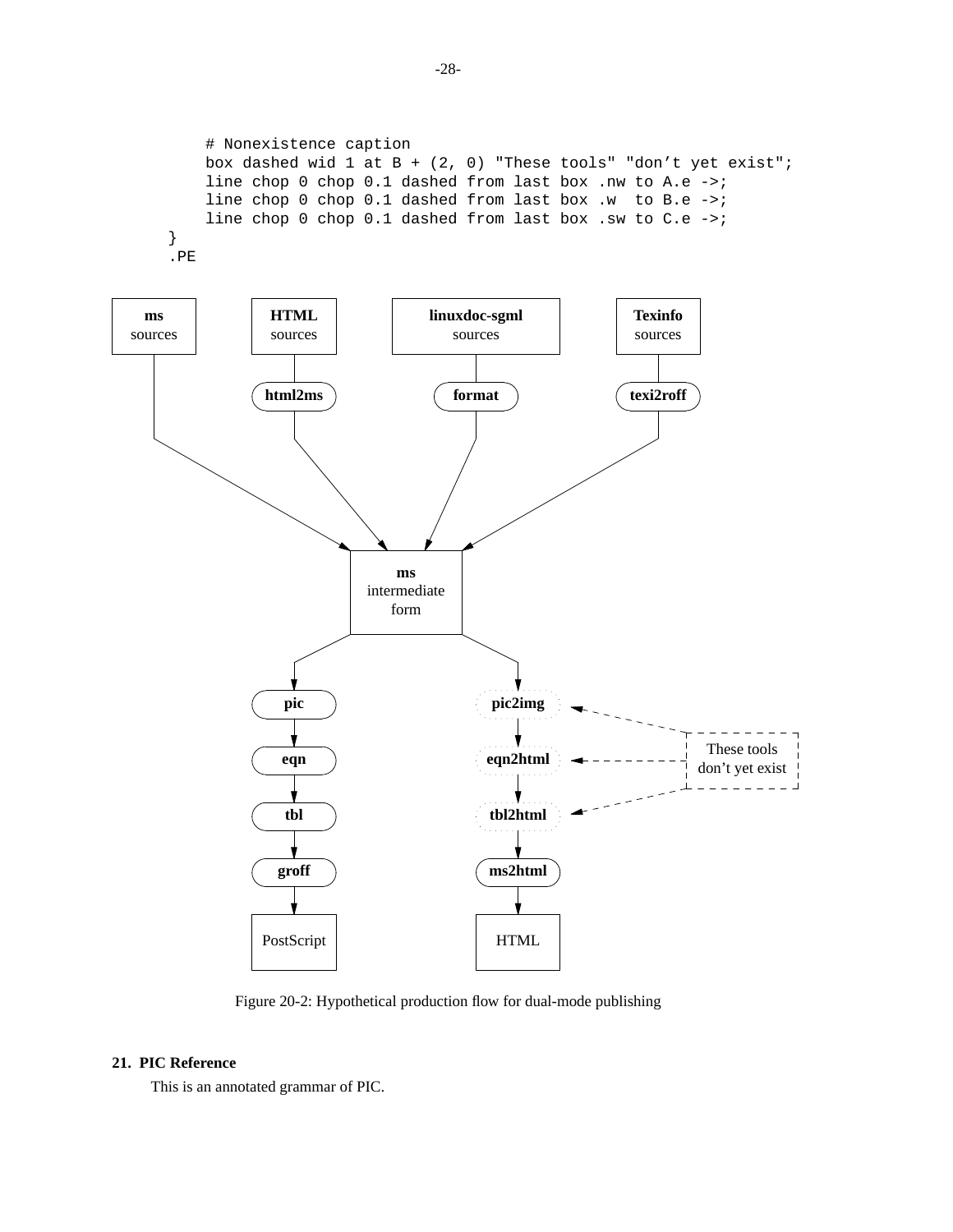```
    # Nonexistence caption
    box dashed wid 1 at B + (2, 0) "These tools" "don't yet exist";
    line chop 0 chop 0.1 dashed from last box .nw to A.e ->;
    line chop 0 chop 0.1 dashed from last box .w  to B.e ->;
    line chop 0 chop 0.1 dashed from last box .sw to C.e ->;
}
.PE
```

Figure 20-2: Hypothetical production flow for dual-mode publishing

## 21. PIC Reference

This is an annotated grammar of PIC.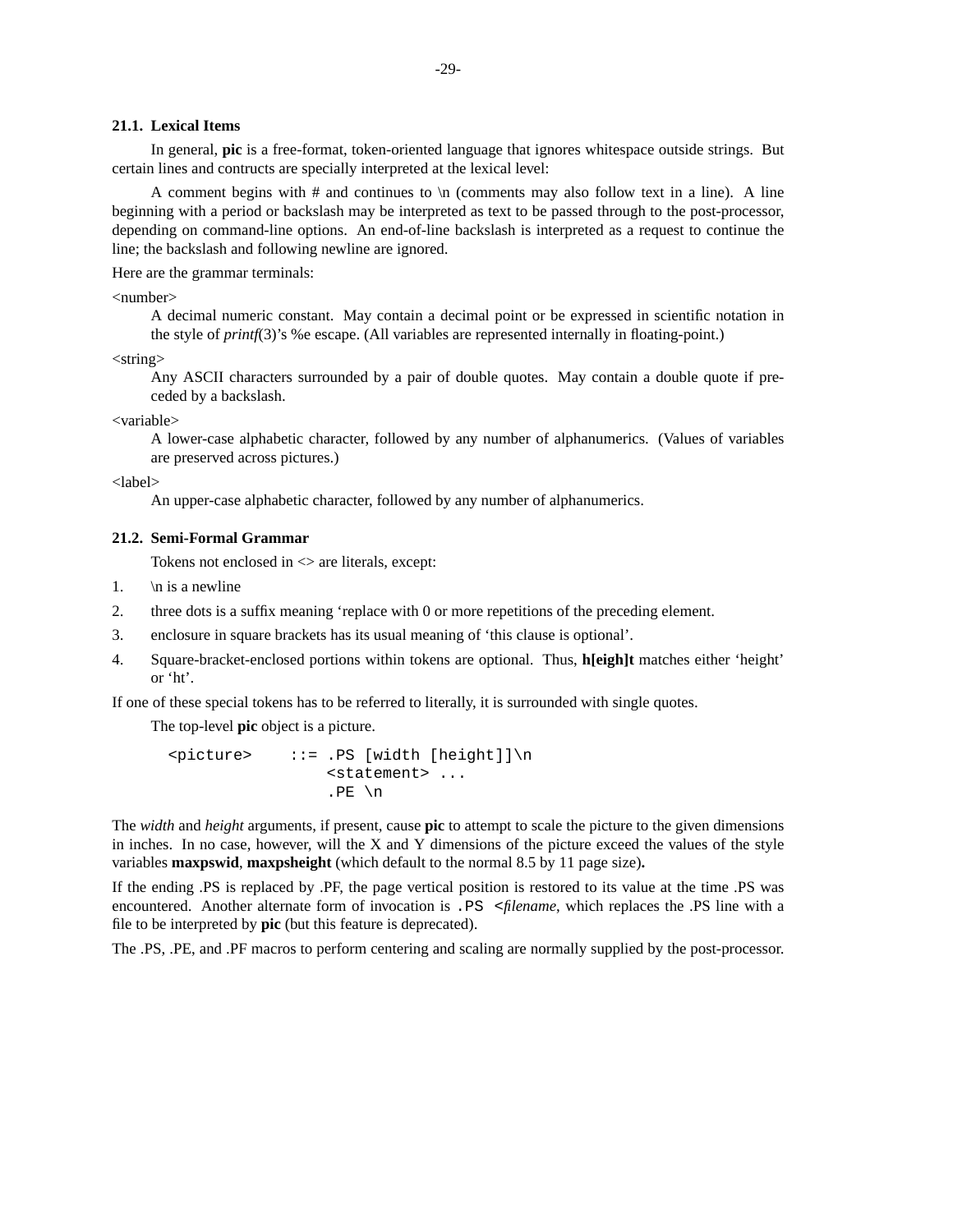### 21.1. Lexical Items

In general, **pic** is a free-format, token-oriented language that ignores whitespace outside strings. But certain lines and contructs are specially interpreted at the lexical level:

A comment begins with # and continues to \n (comments may also follow text in a line). A line beginning with a period or backslash may be interpreted as text to be passed through to the post-processor, depending on command-line options. An end-of-line backslash is interpreted as a request to continue the line; the backslash and following newline are ignored.

Here are the grammar terminals:

<number>
: A decimal numeric constant. May contain a decimal point or be expressed in scientific notation in the style of *printf*(3)'s %e escape. (All variables are represented internally in floating-point.)

<string>
: Any ASCII characters surrounded by a pair of double quotes. May contain a double quote if preceded by a backslash.

<variable>
: A lower-case alphabetic character, followed by any number of alphanumerics. (Values of variables are preserved across pictures.)

<label>
: An upper-case alphabetic character, followed by any number of alphanumerics.

### 21.2. Semi-Formal Grammar

Tokens not enclosed in <> are literals, except:

1. \n is a newline
2. three dots is a suffix meaning 'replace with 0 or more repetitions of the preceding element.
3. enclosure in square brackets has its usual meaning of 'this clause is optional'.
4. Square-bracket-enclosed portions within tokens are optional. Thus, **h[eigh]t** matches either 'height' or 'ht'.

If one of these special tokens has to be referred to literally, it is surrounded with single quotes.

The top-level **pic** object is a picture.

```
<picture>    ::= .PS [width [height]]\n
                 <statement> ...
                 .PE \n
```

The *width* and *height* arguments, if present, cause **pic** to attempt to scale the picture to the given dimensions in inches. In no case, however, will the X and Y dimensions of the picture exceed the values of the style variables **maxpswid**, **maxpsheight** (which default to the normal 8.5 by 11 page size)**.**

If the ending .PS is replaced by .PF, the page vertical position is restored to its value at the time .PS was encountered. Another alternate form of invocation is `.PS <`*filename*, which replaces the .PS line with a file to be interpreted by **pic** (but this feature is deprecated).

The .PS, .PE, and .PF macros to perform centering and scaling are normally supplied by the post-processor.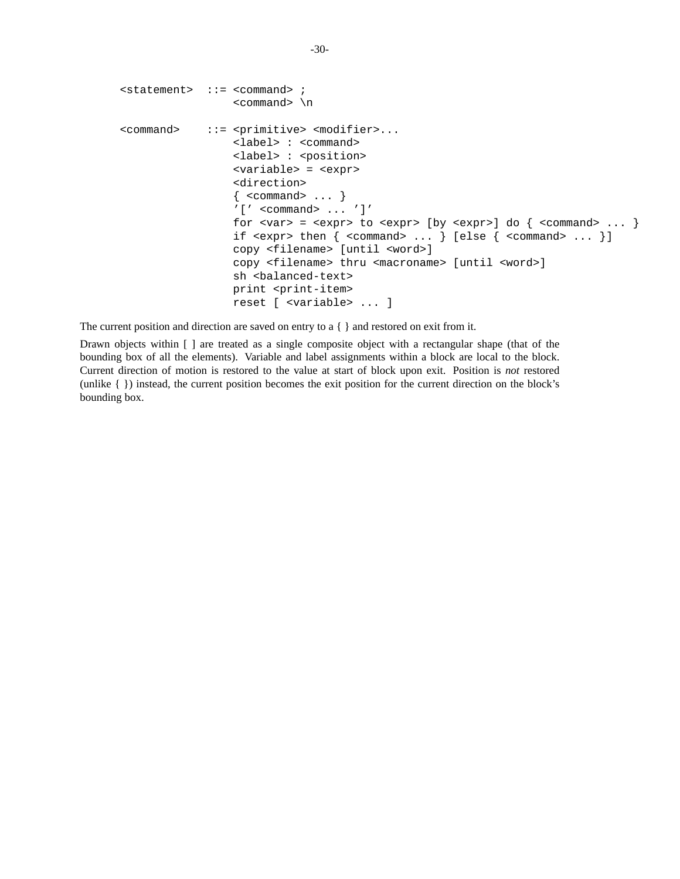```
<statement>  ::= <command> ;
                 <command> \n

<command>    ::= <primitive> <modifier>...
                 <label> : <command>
                 <label> : <position>
                 <variable> = <expr>
                 <direction>
                 { <command> ... }
                 '[' <command> ... ']'
                 for <var> = <expr> to <expr> [by <expr>] do { <command> ... }
                 if <expr> then { <command> ... } [else { <command> ... }]
                 copy <filename> [until <word>]
                 copy <filename> thru <macroname> [until <word>]
                 sh <balanced-text>
                 print <print-item>
                 reset [ <variable> ... ]
```

The current position and direction are saved on entry to a { } and restored on exit from it.

Drawn objects within [ ] are treated as a single composite object with a rectangular shape (that of the bounding box of all the elements). Variable and label assignments within a block are local to the block. Current direction of motion is restored to the value at start of block upon exit. Position is *not* restored (unlike { }) instead, the current position becomes the exit position for the current direction on the block's bounding box.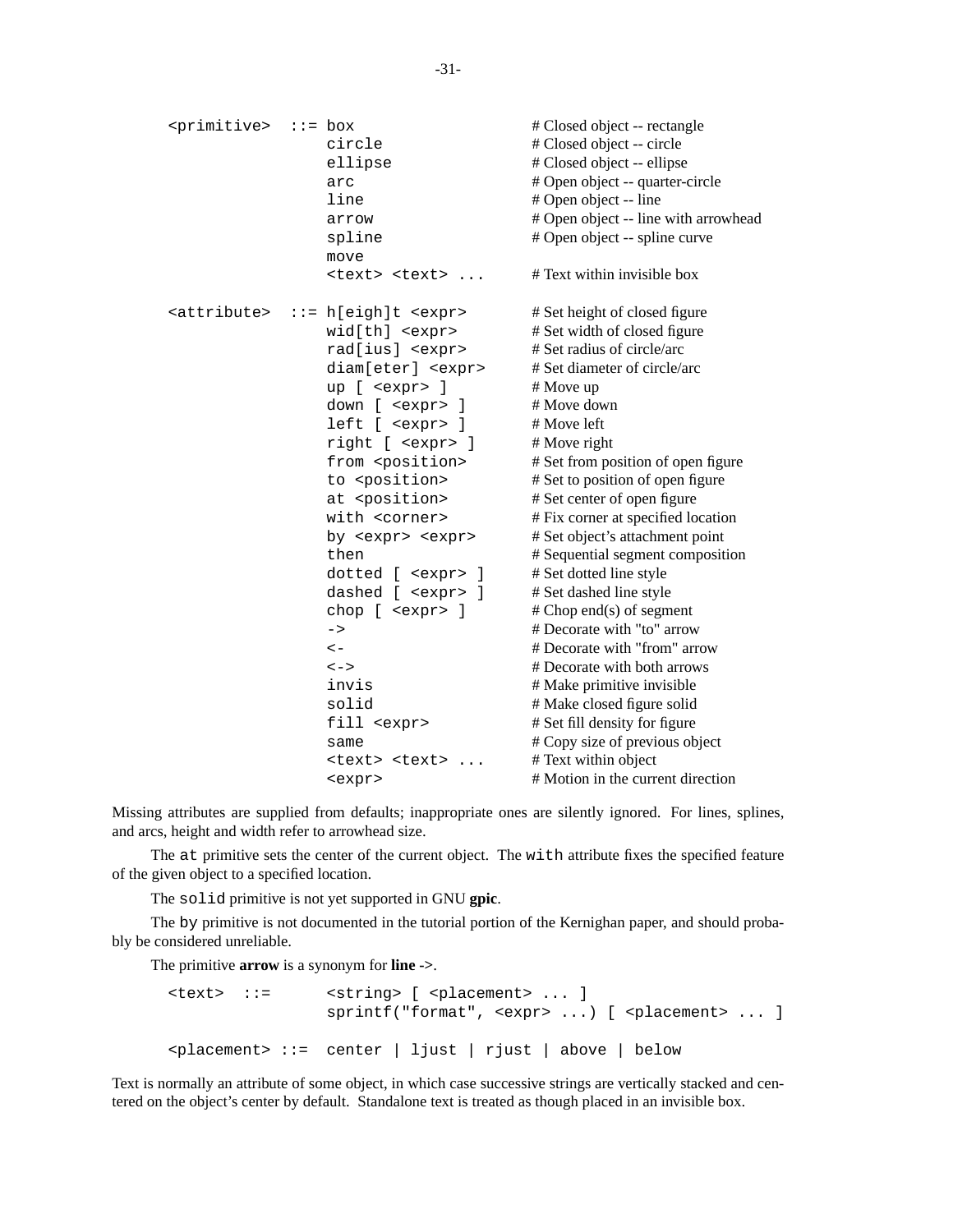```
<primitive>  ::= box                    # Closed object -- rectangle
                 circle                 # Closed object -- circle
                 ellipse                # Closed object -- ellipse
                 arc                    # Open object -- quarter-circle
                 line                   # Open object -- line
                 arrow                  # Open object -- line with arrowhead
                 spline                 # Open object -- spline curve
                 move
                 <text> <text> ...      # Text within invisible box

<attribute>  ::= h[eigh]t <expr>        # Set height of closed figure
                 wid[th] <expr>         # Set width of closed figure
                 rad[ius] <expr>        # Set radius of circle/arc
                 diam[eter] <expr>      # Set diameter of circle/arc
                 up [ <expr> ]          # Move up
                 down [ <expr> ]        # Move down
                 left [ <expr> ]        # Move left
                 right [ <expr> ]       # Move right
                 from <position>        # Set from position of open figure
                 to <position>          # Set to position of open figure
                 at <position>          # Set center of open figure
                 with <corner>          # Fix corner at specified location
                 by <expr> <expr>       # Set object's attachment point
                 then                   # Sequential segment composition
                 dotted [ <expr> ]      # Set dotted line style
                 dashed [ <expr> ]      # Set dashed line style
                 chop [ <expr> ]        # Chop end(s) of segment
                 ->                     # Decorate with "to" arrow
                 <-                     # Decorate with "from" arrow
                 <->                    # Decorate with both arrows
                 invis                  # Make primitive invisible
                 solid                  # Make closed figure solid
                 fill <expr>            # Set fill density for figure
                 same                   # Copy size of previous object
                 <text> <text> ...      # Text within object
                 <expr>                 # Motion in the current direction
```

Missing attributes are supplied from defaults; inappropriate ones are silently ignored. For lines, splines, and arcs, height and width refer to arrowhead size.

The `at` primitive sets the center of the current object. The `with` attribute fixes the specified feature of the given object to a specified location.

The `solid` primitive is not yet supported in GNU **gpic**.

The `by` primitive is not documented in the tutorial portion of the Kernighan paper, and should probably be considered unreliable.

The primitive **arrow** is a synonym for **line ->**.

```
<text>  ::=      <string> [ <placement> ... ]
                 sprintf("format", <expr> ...) [ <placement> ... ]

<placement> ::=  center | ljust | rjust | above | below
```

Text is normally an attribute of some object, in which case successive strings are vertically stacked and centered on the object's center by default. Standalone text is treated as though placed in an invisible box.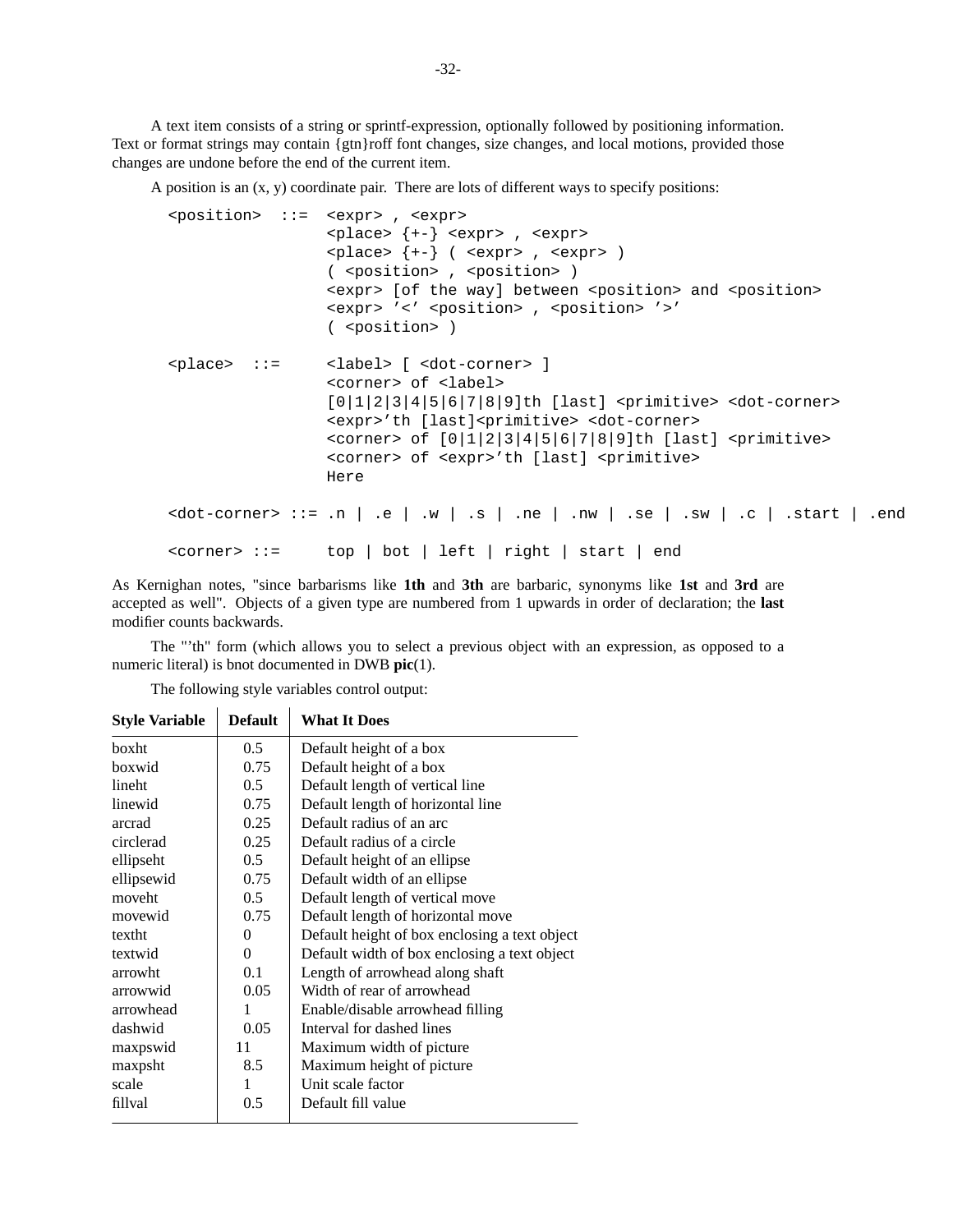A text item consists of a string or sprintf-expression, optionally followed by positioning information. Text or format strings may contain {gtn}roff font changes, size changes, and local motions, provided those changes are undone before the end of the current item.

A position is an (x, y) coordinate pair. There are lots of different ways to specify positions:

```
<position>  ::=  <expr> , <expr>
                 <place> {+-} <expr> , <expr>
                 <place> {+-} ( <expr> , <expr> )
                 ( <position> , <position> )
                 <expr> [of the way] between <position> and <position>
                 <expr> '<' <position> , <position> '>'
                 ( <position> )

<place>  ::=     <label> [ <dot-corner> ]
                 <corner> of <label>
                 [0|1|2|3|4|5|6|7|8|9]th [last] <primitive> <dot-corner>
                 <expr>'th [last]<primitive> <dot-corner>
                 <corner> of [0|1|2|3|4|5|6|7|8|9]th [last] <primitive>
                 <corner> of <expr>'th [last] <primitive>
                 Here

<dot-corner> ::= .n | .e | .w | .s | .ne | .nw | .se | .sw | .c | .start | .end

<corner> ::=     top | bot | left | right | start | end
```

As Kernighan notes, "since barbarisms like **1th** and **3th** are barbaric, synonyms like **1st** and **3rd** are accepted as well". Objects of a given type are numbered from 1 upwards in order of declaration; the **last** modifier counts backwards.

The "'th" form (which allows you to select a previous object with an expression, as opposed to a numeric literal) is bnot documented in DWB **pic**(1).

The following style variables control output:

| Style Variable | Default | What It Does |
|---|---|---|
| boxht | 0.5 | Default height of a box |
| boxwid | 0.75 | Default height of a box |
| lineht | 0.5 | Default length of vertical line |
| linewid | 0.75 | Default length of horizontal line |
| arcrad | 0.25 | Default radius of an arc |
| circlerad | 0.25 | Default radius of a circle |
| ellipseht | 0.5 | Default height of an ellipse |
| ellipsewid | 0.75 | Default width of an ellipse |
| moveht | 0.5 | Default length of vertical move |
| movewid | 0.75 | Default length of horizontal move |
| textht | 0 | Default height of box enclosing a text object |
| textwid | 0 | Default width of box enclosing a text object |
| arrowht | 0.1 | Length of arrowhead along shaft |
| arrowwid | 0.05 | Width of rear of arrowhead |
| arrowhead | 1 | Enable/disable arrowhead filling |
| dashwid | 0.05 | Interval for dashed lines |
| maxpswid | 11 | Maximum width of picture |
| maxpsht | 8.5 | Maximum height of picture |
| scale | 1 | Unit scale factor |
| fillval | 0.5 | Default fill value |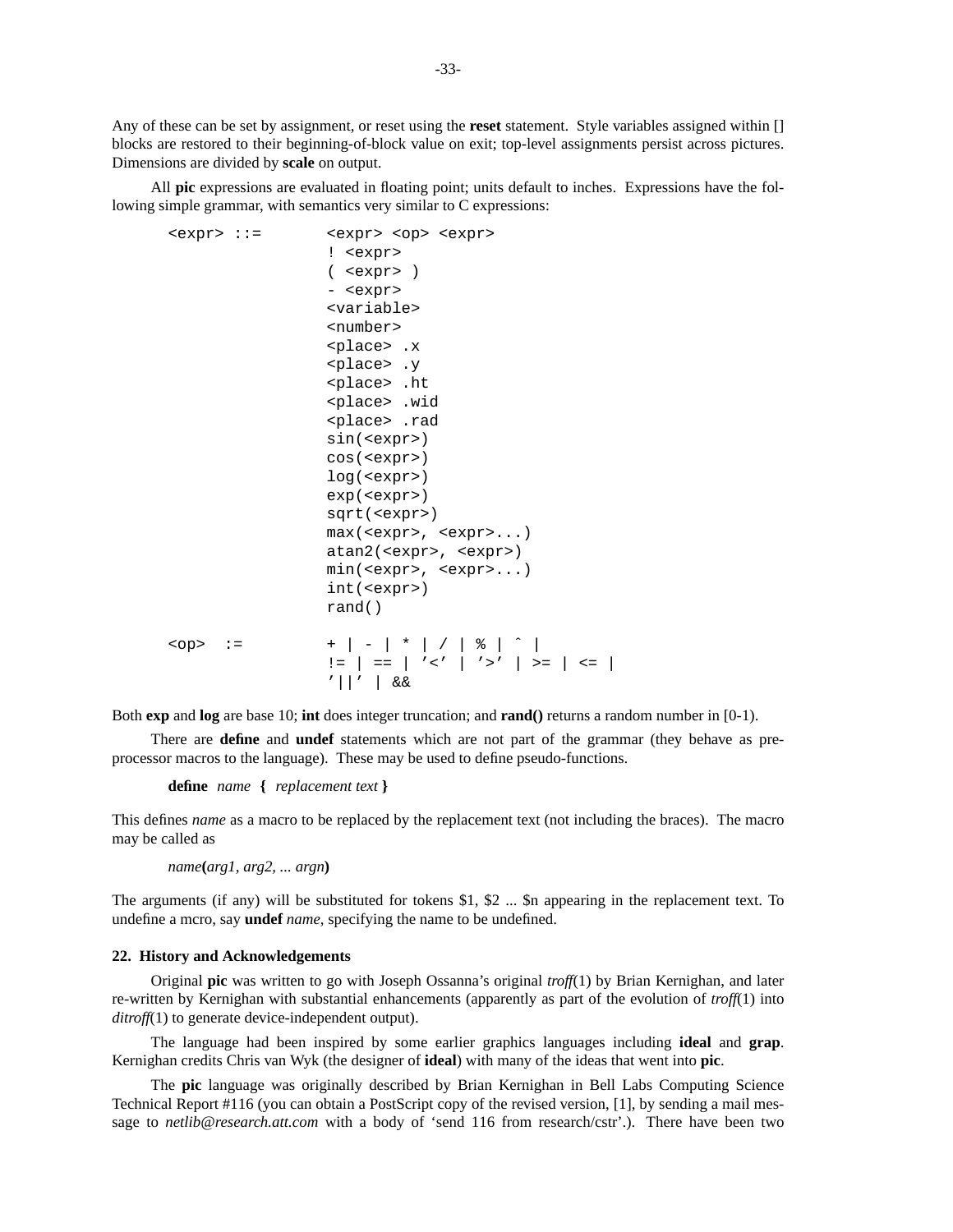Any of these can be set by assignment, or reset using the **reset** statement. Style variables assigned within [] blocks are restored to their beginning-of-block value on exit; top-level assignments persist across pictures. Dimensions are divided by **scale** on output.

All **pic** expressions are evaluated in floating point; units default to inches. Expressions have the following simple grammar, with semantics very similar to C expressions:

```
<expr> ::=       <expr> <op> <expr>
                 ! <expr>
                 ( <expr> )
                 - <expr>
                 <variable>
                 <number>
                 <place> .x
                 <place> .y
                 <place> .ht
                 <place> .wid
                 <place> .rad
                 sin(<expr>)
                 cos(<expr>)
                 log(<expr>)
                 exp(<expr>)
                 sqrt(<expr>)
                 max(<expr>, <expr>...)
                 atan2(<expr>, <expr>)
                 min(<expr>, <expr>...)
                 int(<expr>)
                 rand()

<op>  :=         + | - | * | / | % | ^ |
                 != | == | '<' | '>' | >= | <= |
                 '||' | &&
```

Both **exp** and **log** are base 10; **int** does integer truncation; and **rand()** returns a random number in [0-1).

There are **define** and **undef** statements which are not part of the grammar (they behave as pre-processor macros to the language). These may be used to define pseudo-functions.

> **define** *name* **{** *replacement text* **}**

This defines *name* as a macro to be replaced by the replacement text (not including the braces). The macro may be called as

> *name***(***arg1*, *arg2*, ... *argn***)**

The arguments (if any) will be substituted for tokens $1, $2 ... $n appearing in the replacement text. To undefine a mcro, say **undef** *name*, specifying the name to be undefined.

### 22. History and Acknowledgements

Original **pic** was written to go with Joseph Ossanna's original *troff*(1) by Brian Kernighan, and later re-written by Kernighan with substantial enhancements (apparently as part of the evolution of *troff*(1) into *ditroff*(1) to generate device-independent output).

The language had been inspired by some earlier graphics languages including **ideal** and **grap**. Kernighan credits Chris van Wyk (the designer of **ideal**) with many of the ideas that went into **pic**.

The **pic** language was originally described by Brian Kernighan in Bell Labs Computing Science Technical Report #116 (you can obtain a PostScript copy of the revised version, [1], by sending a mail message to *netlib@research.att.com* with a body of 'send 116 from research/cstr'.). There have been two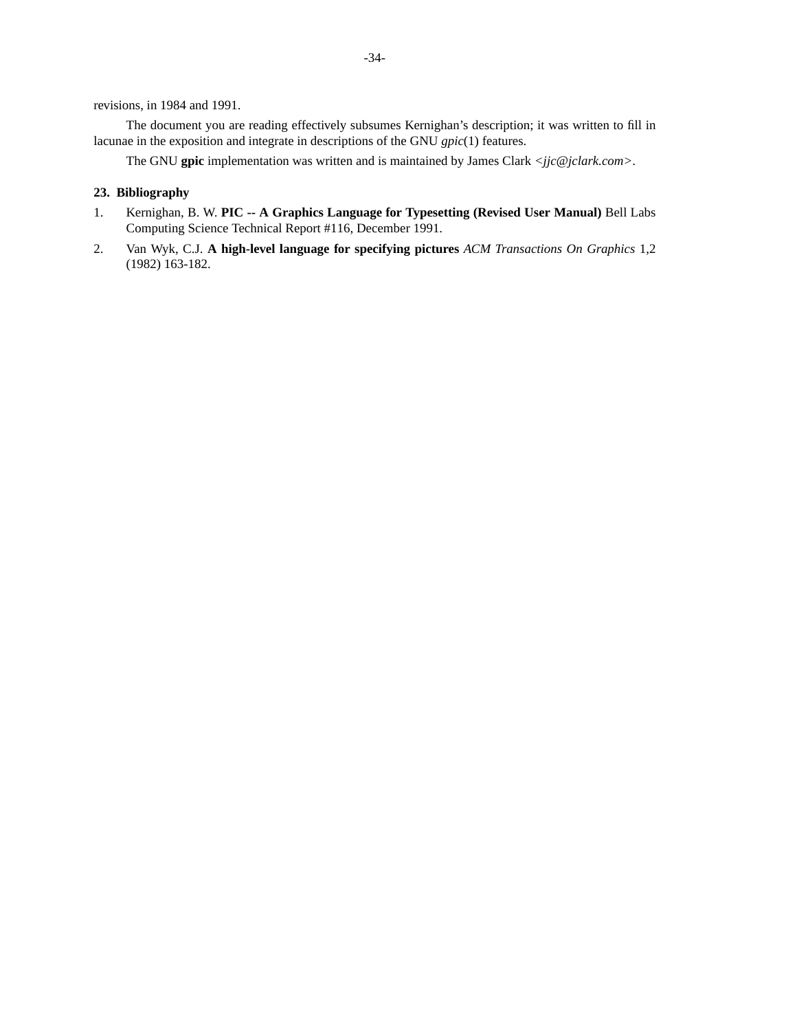revisions, in 1984 and 1991.

The document you are reading effectively subsumes Kernighan's description; it was written to fill in lacunae in the exposition and integrate in descriptions of the GNU *gpic*(1) features.

The GNU **gpic** implementation was written and is maintained by James Clark <*jjc@jclark.com*>.

## 23. Bibliography

1. Kernighan, B. W. **PIC -- A Graphics Language for Typesetting (Revised User Manual)** Bell Labs Computing Science Technical Report #116, December 1991.

2. Van Wyk, C.J. **A high-level language for specifying pictures** *ACM Transactions On Graphics* 1,2 (1982) 163-182.